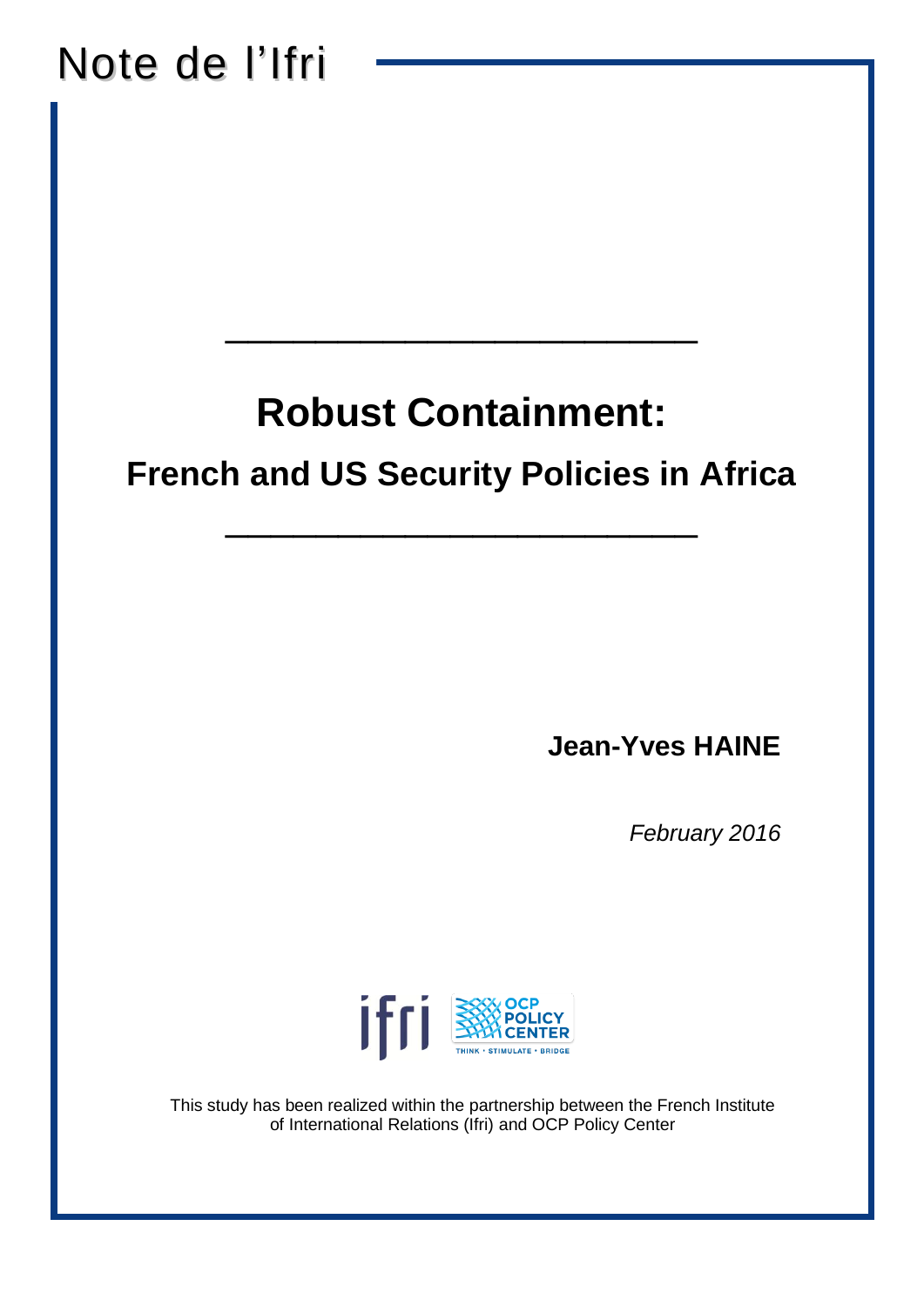Note de l'Ifri

# Robust Containment:

## French and US Security Policies in Africa

**Jean-Yves HAINE**

*February 2016*

This study has been realized within the partnership between the French Institute of International Relations (Ifri) and OCP Policy Center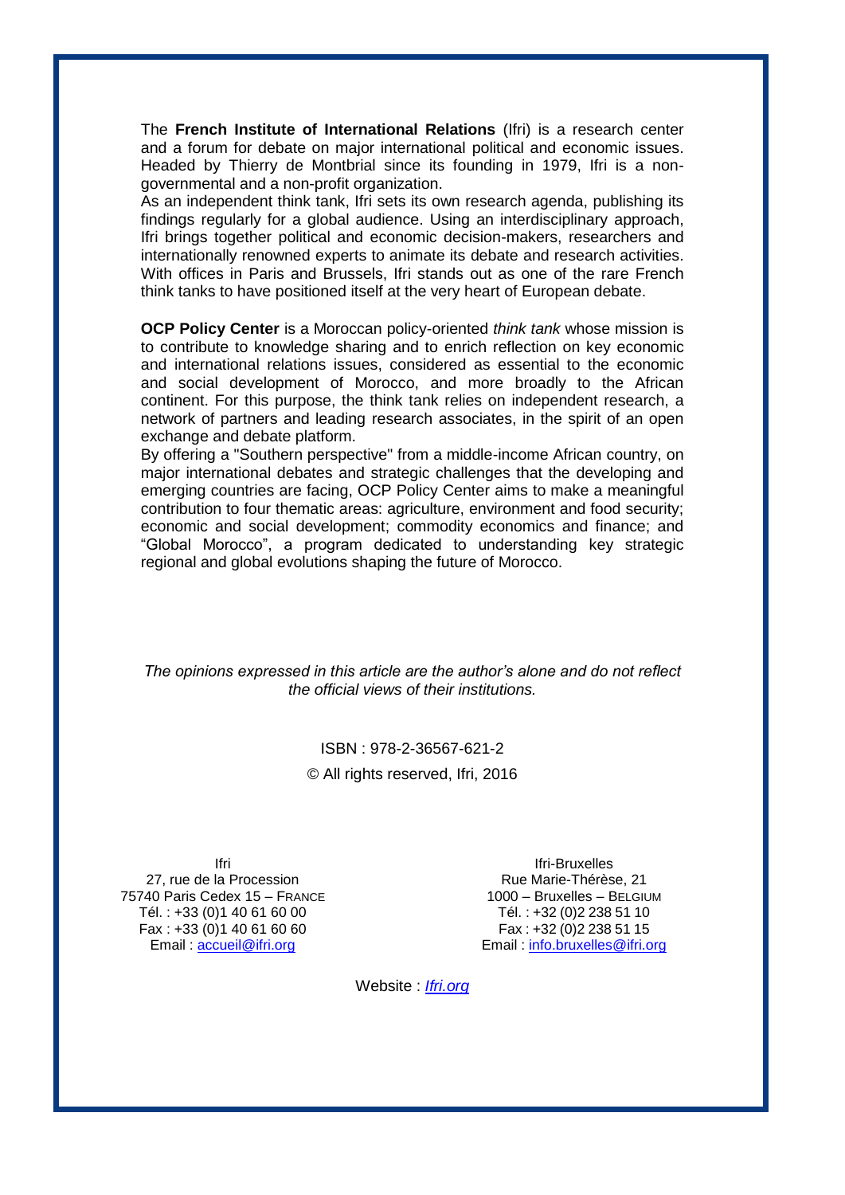The **French Institute of International Relations** (Ifri) is a research center and a forum for debate on major international political and economic issues. Headed by Thierry de Montbrial since its founding in 1979, Ifri is a non-governmental and a non-profit organization.

As an independent think tank, Ifri sets its own research agenda, publishing its findings regularly for a global audience. Using an interdisciplinary approach, Ifri brings together political and economic decision-makers, researchers and internationally renowned experts to animate its debate and research activities. With offices in Paris and Brussels, Ifri stands out as one of the rare French think tanks to have positioned itself at the very heart of European debate.

**OCP Policy Center** is a Moroccan policy-oriented *think tank* whose mission is to contribute to knowledge sharing and to enrich reflection on key economic and international relations issues, considered as essential to the economic and social development of Morocco, and more broadly to the African continent. For this purpose, the think tank relies on independent research, a network of partners and leading research associates, in the spirit of an open exchange and debate platform.

By offering a "Southern perspective" from a middle-income African country, on major international debates and strategic challenges that the developing and emerging countries are facing, OCP Policy Center aims to make a meaningful contribution to four thematic areas: agriculture, environment and food security; economic and social development; commodity economics and finance; and "Global Morocco", a program dedicated to understanding key strategic regional and global evolutions shaping the future of Morocco.

*The opinions expressed in this article are the author's alone and do not reflect the official views of their institutions.*

ISBN : 978-2-36567-621-2

© All rights reserved, Ifri, 2016

Ifri
27, rue de la Procession
75740 Paris Cedex 15 – FRANCE
Tél. : +33 (0)1 40 61 60 00
Fax : +33 (0)1 40 61 60 60
Email : accueil@ifri.org

Ifri-Bruxelles
Rue Marie-Thérèse, 21
1000 – Bruxelles – BELGIUM
Tél. : +32 (0)2 238 51 10
Fax : +32 (0)2 238 51 15
Email : info.bruxelles@ifri.org

Website : *Ifri.org*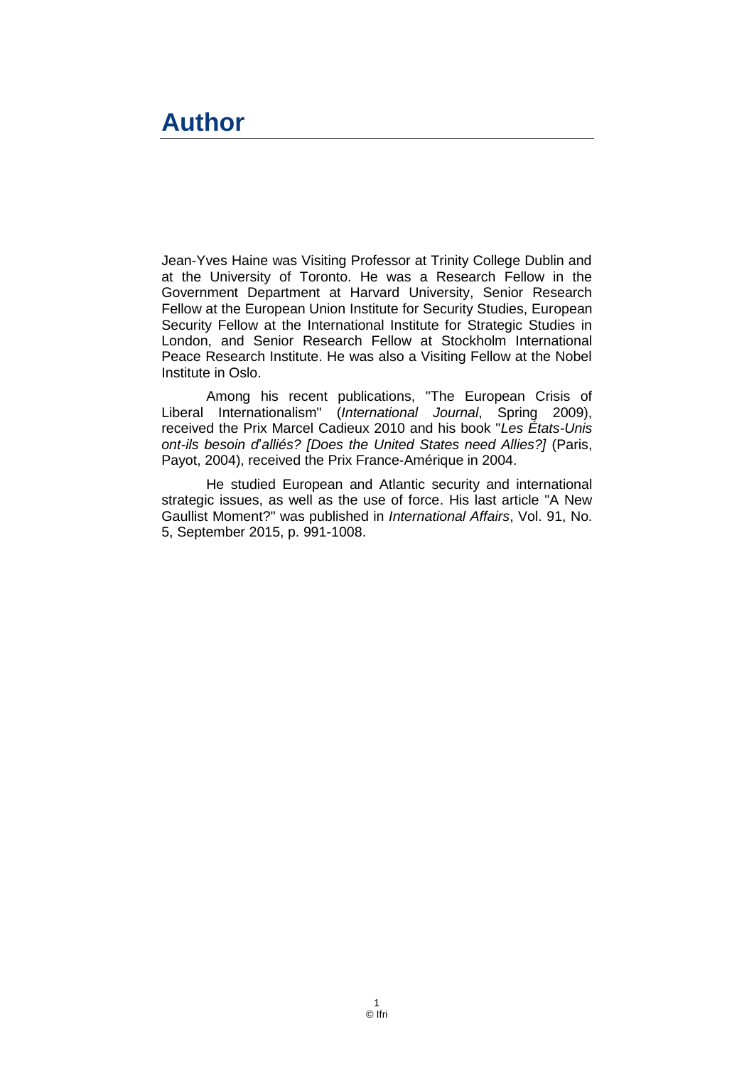# Author

Jean-Yves Haine was Visiting Professor at Trinity College Dublin and at the University of Toronto. He was a Research Fellow in the Government Department at Harvard University, Senior Research Fellow at the European Union Institute for Security Studies, European Security Fellow at the International Institute for Strategic Studies in London, and Senior Research Fellow at Stockholm International Peace Research Institute. He was also a Visiting Fellow at the Nobel Institute in Oslo.

Among his recent publications, "The European Crisis of Liberal Internationalism" (*International Journal*, Spring 2009), received the Prix Marcel Cadieux 2010 and his book "*Les États-Unis ont-ils besoin d'alliés? [Does the United States need Allies?]* (Paris, Payot, 2004), received the Prix France-Amérique in 2004.

He studied European and Atlantic security and international strategic issues, as well as the use of force. His last article "A New Gaullist Moment?" was published in *International Affairs*, Vol. 91, No. 5, September 2015, p. 991-1008.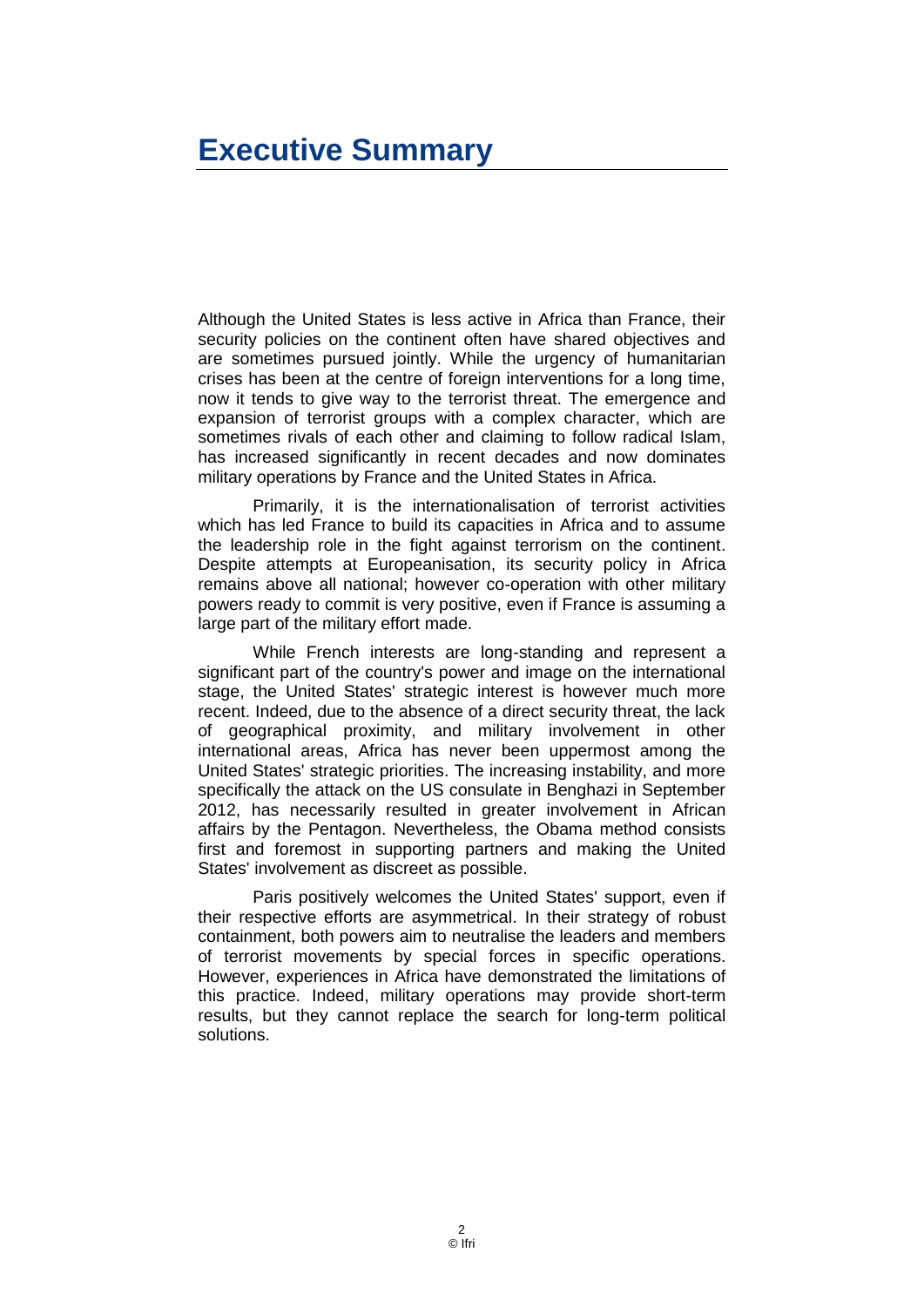# Executive Summary

Although the United States is less active in Africa than France, their security policies on the continent often have shared objectives and are sometimes pursued jointly. While the urgency of humanitarian crises has been at the centre of foreign interventions for a long time, now it tends to give way to the terrorist threat. The emergence and expansion of terrorist groups with a complex character, which are sometimes rivals of each other and claiming to follow radical Islam, has increased significantly in recent decades and now dominates military operations by France and the United States in Africa.

Primarily, it is the internationalisation of terrorist activities which has led France to build its capacities in Africa and to assume the leadership role in the fight against terrorism on the continent. Despite attempts at Europeanisation, its security policy in Africa remains above all national; however co-operation with other military powers ready to commit is very positive, even if France is assuming a large part of the military effort made.

While French interests are long-standing and represent a significant part of the country's power and image on the international stage, the United States' strategic interest is however much more recent. Indeed, due to the absence of a direct security threat, the lack of geographical proximity, and military involvement in other international areas, Africa has never been uppermost among the United States' strategic priorities. The increasing instability, and more specifically the attack on the US consulate in Benghazi in September 2012, has necessarily resulted in greater involvement in African affairs by the Pentagon. Nevertheless, the Obama method consists first and foremost in supporting partners and making the United States' involvement as discreet as possible.

Paris positively welcomes the United States' support, even if their respective efforts are asymmetrical. In their strategy of robust containment, both powers aim to neutralise the leaders and members of terrorist movements by special forces in specific operations. However, experiences in Africa have demonstrated the limitations of this practice. Indeed, military operations may provide short-term results, but they cannot replace the search for long-term political solutions.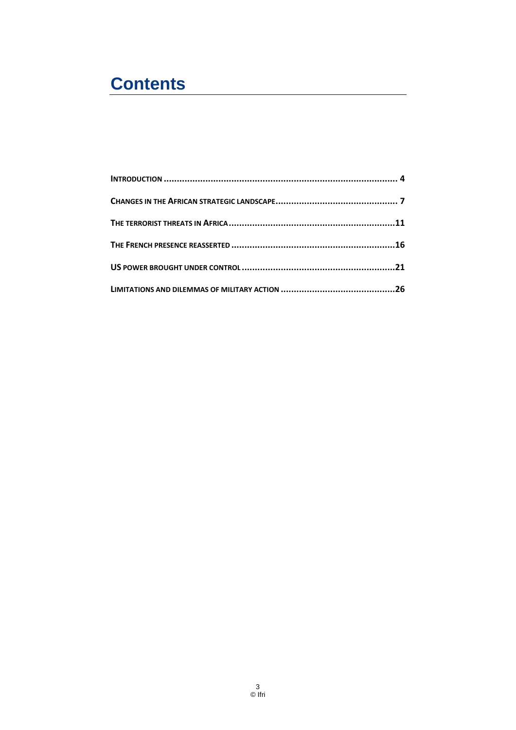# Contents

INTRODUCTION ........................................................................................ 4

CHANGES IN THE AFRICAN STRATEGIC LANDSCAPE............................................... 7

THE TERRORIST THREATS IN AFRICA..............................................................11

THE FRENCH PRESENCE REASSERTED ..............................................................16

US POWER BROUGHT UNDER CONTROL ..........................................................21

LIMITATIONS AND DILEMMAS OF MILITARY ACTION ............................................26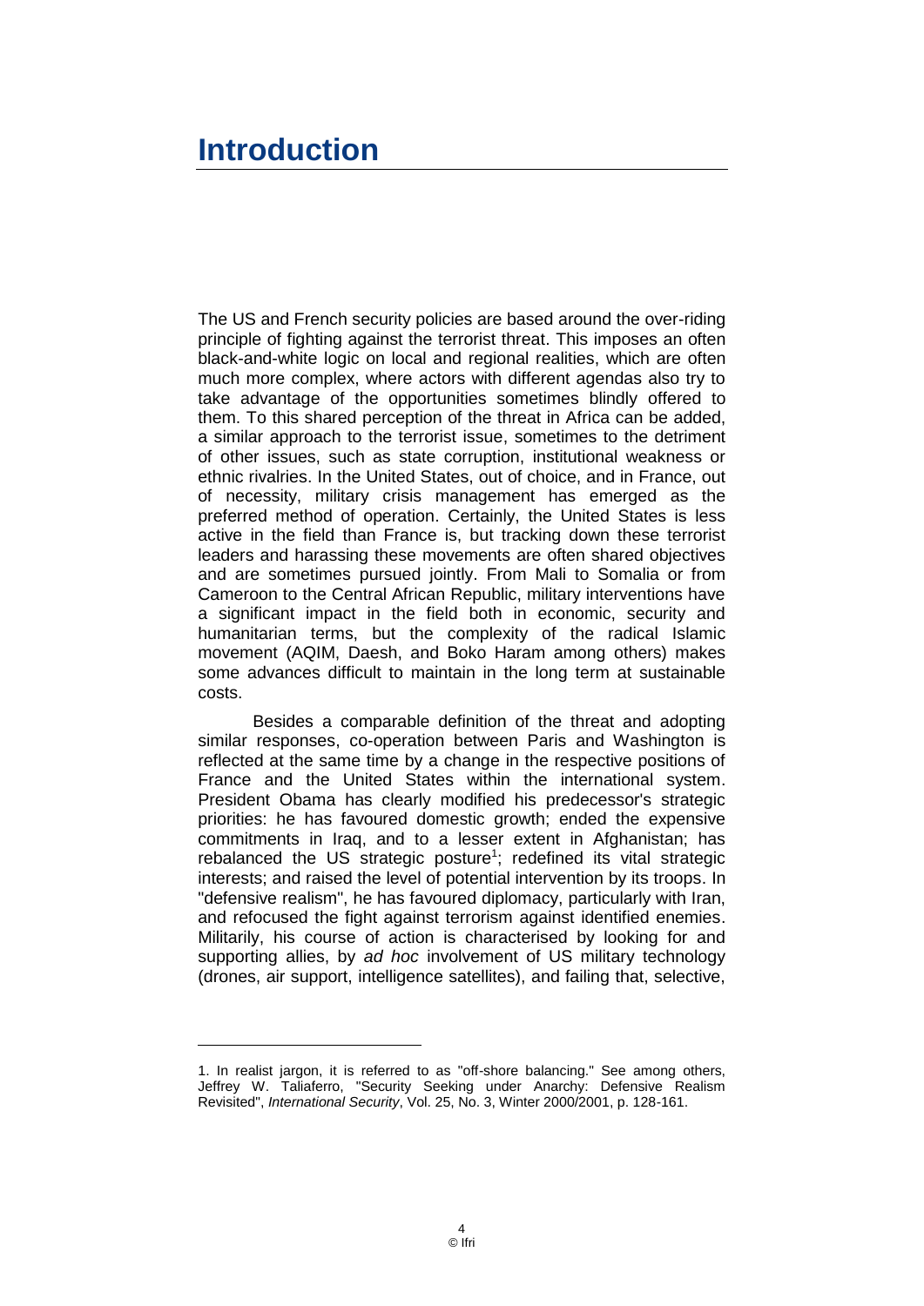# Introduction

The US and French security policies are based around the over-riding principle of fighting against the terrorist threat. This imposes an often black-and-white logic on local and regional realities, which are often much more complex, where actors with different agendas also try to take advantage of the opportunities sometimes blindly offered to them. To this shared perception of the threat in Africa can be added, a similar approach to the terrorist issue, sometimes to the detriment of other issues, such as state corruption, institutional weakness or ethnic rivalries. In the United States, out of choice, and in France, out of necessity, military crisis management has emerged as the preferred method of operation. Certainly, the United States is less active in the field than France is, but tracking down these terrorist leaders and harassing these movements are often shared objectives and are sometimes pursued jointly. From Mali to Somalia or from Cameroon to the Central African Republic, military interventions have a significant impact in the field both in economic, security and humanitarian terms, but the complexity of the radical Islamic movement (AQIM, Daesh, and Boko Haram among others) makes some advances difficult to maintain in the long term at sustainable costs.

Besides a comparable definition of the threat and adopting similar responses, co-operation between Paris and Washington is reflected at the same time by a change in the respective positions of France and the United States within the international system. President Obama has clearly modified his predecessor's strategic priorities: he has favoured domestic growth; ended the expensive commitments in Iraq, and to a lesser extent in Afghanistan; has rebalanced the US strategic posture[1]; redefined its vital strategic interests; and raised the level of potential intervention by its troops. In "defensive realism", he has favoured diplomacy, particularly with Iran, and refocused the fight against terrorism against identified enemies. Militarily, his course of action is characterised by looking for and supporting allies, by *ad hoc* involvement of US military technology (drones, air support, intelligence satellites), and failing that, selective,

1. In realist jargon, it is referred to as "off-shore balancing." See among others, Jeffrey W. Taliaferro, "Security Seeking under Anarchy: Defensive Realism Revisited", *International Security*, Vol. 25, No. 3, Winter 2000/2001, p. 128-161.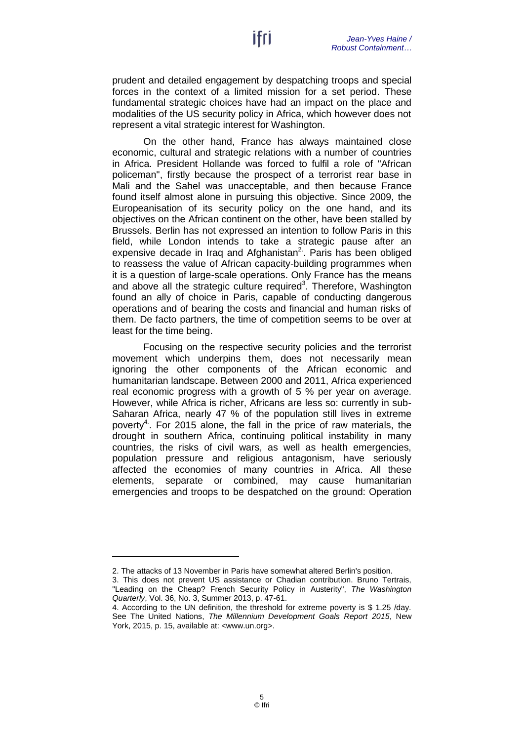prudent and detailed engagement by despatching troops and special forces in the context of a limited mission for a set period. These fundamental strategic choices have had an impact on the place and modalities of the US security policy in Africa, which however does not represent a vital strategic interest for Washington.

On the other hand, France has always maintained close economic, cultural and strategic relations with a number of countries in Africa. President Hollande was forced to fulfil a role of "African policeman", firstly because the prospect of a terrorist rear base in Mali and the Sahel was unacceptable, and then because France found itself almost alone in pursuing this objective. Since 2009, the Europeanisation of its security policy on the one hand, and its objectives on the African continent on the other, have been stalled by Brussels. Berlin has not expressed an intention to follow Paris in this field, while London intends to take a strategic pause after an expensive decade in Iraq and Afghanistan[2]. Paris has been obliged to reassess the value of African capacity-building programmes when it is a question of large-scale operations. Only France has the means and above all the strategic culture required[3]. Therefore, Washington found an ally of choice in Paris, capable of conducting dangerous operations and of bearing the costs and financial and human risks of them. De facto partners, the time of competition seems to be over at least for the time being.

Focusing on the respective security policies and the terrorist movement which underpins them, does not necessarily mean ignoring the other components of the African economic and humanitarian landscape. Between 2000 and 2011, Africa experienced real economic progress with a growth of 5 % per year on average. However, while Africa is richer, Africans are less so: currently in sub-Saharan Africa, nearly 47 % of the population still lives in extreme poverty[4]. For 2015 alone, the fall in the price of raw materials, the drought in southern Africa, continuing political instability in many countries, the risks of civil wars, as well as health emergencies, population pressure and religious antagonism, have seriously affected the economies of many countries in Africa. All these elements, separate or combined, may cause humanitarian emergencies and troops to be despatched on the ground: Operation

---

2. The attacks of 13 November in Paris have somewhat altered Berlin's position.

3. This does not prevent US assistance or Chadian contribution. Bruno Tertrais, "Leading on the Cheap? French Security Policy in Austerity", *The Washington Quarterly*, Vol. 36, No. 3, Summer 2013, p. 47-61.

4. According to the UN definition, the threshold for extreme poverty is $ 1.25 /day. See The United Nations, *The Millennium Development Goals Report 2015*, New York, 2015, p. 15, available at: <www.un.org>.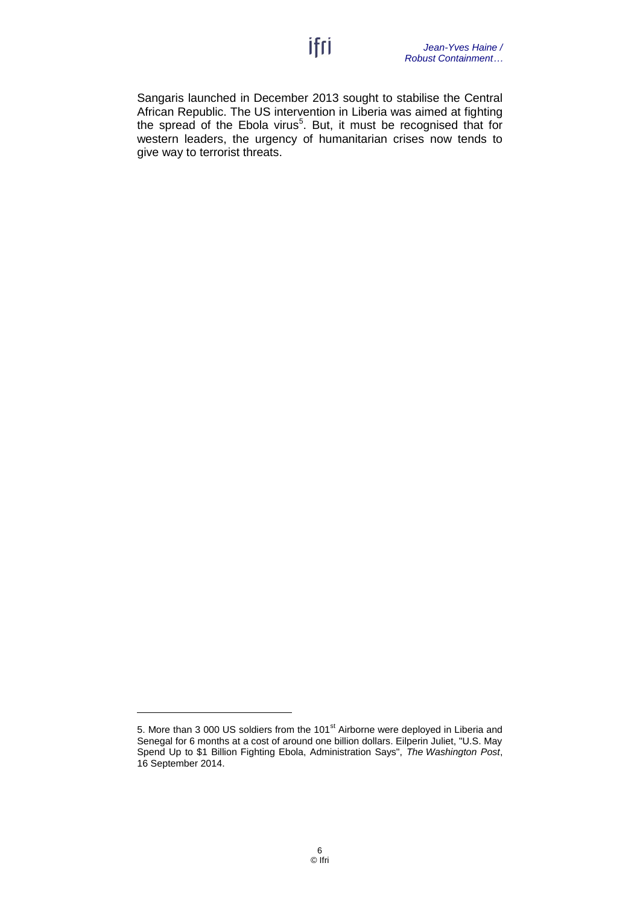Sangaris launched in December 2013 sought to stabilise the Central African Republic. The US intervention in Liberia was aimed at fighting the spread of the Ebola virus[5]. But, it must be recognised that for western leaders, the urgency of humanitarian crises now tends to give way to terrorist threats.

---

5. More than 3 000 US soldiers from the 101st Airborne were deployed in Liberia and Senegal for 6 months at a cost of around one billion dollars. Eilperin Juliet, "U.S. May Spend Up to $1 Billion Fighting Ebola, Administration Says", *The Washington Post*, 16 September 2014.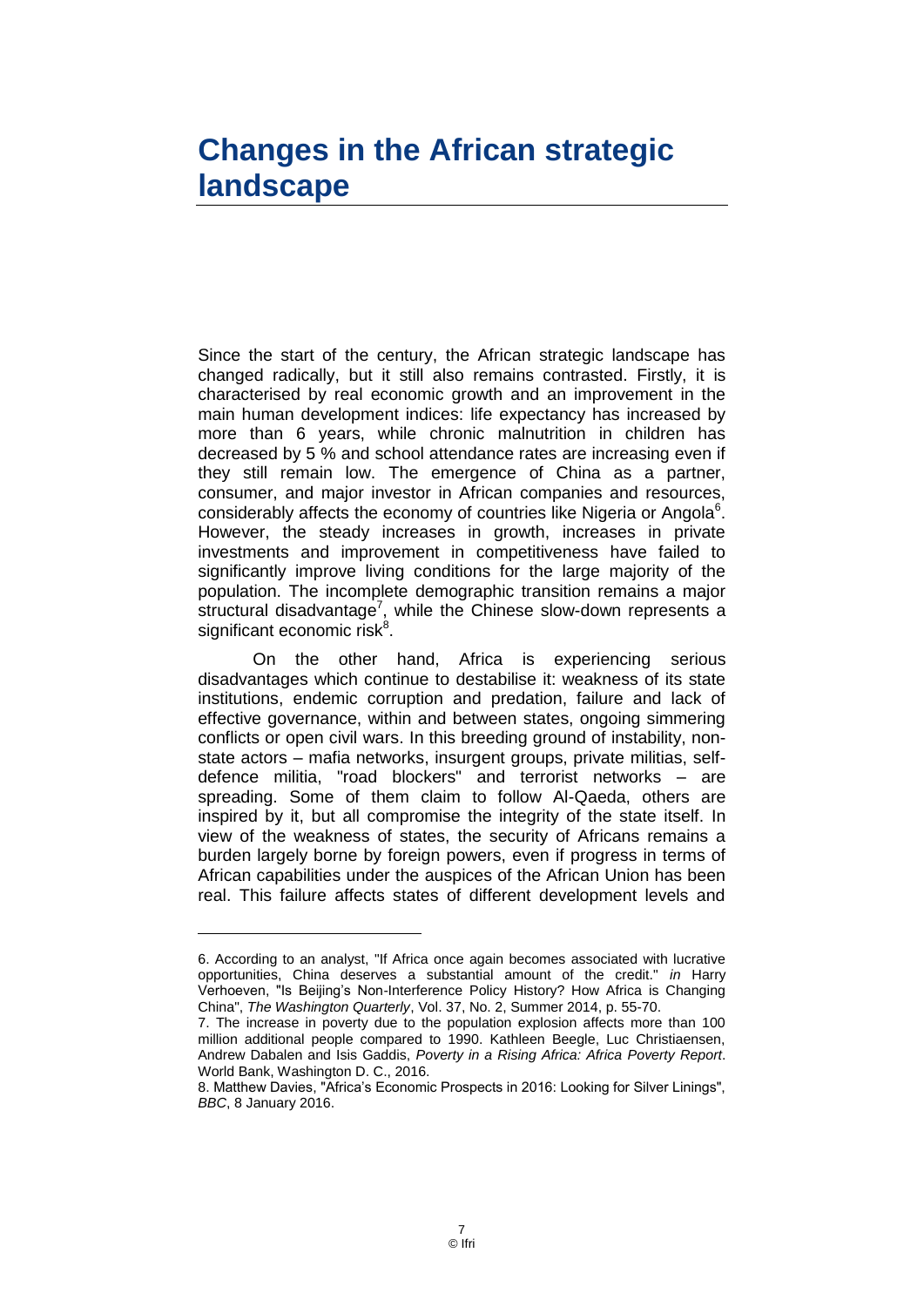# Changes in the African strategic landscape

Since the start of the century, the African strategic landscape has changed radically, but it still also remains contrasted. Firstly, it is characterised by real economic growth and an improvement in the main human development indices: life expectancy has increased by more than 6 years, while chronic malnutrition in children has decreased by 5 % and school attendance rates are increasing even if they still remain low. The emergence of China as a partner, consumer, and major investor in African companies and resources, considerably affects the economy of countries like Nigeria or Angola[6]. However, the steady increases in growth, increases in private investments and improvement in competitiveness have failed to significantly improve living conditions for the large majority of the population. The incomplete demographic transition remains a major structural disadvantage[7], while the Chinese slow-down represents a significant economic risk[8].

On the other hand, Africa is experiencing serious disadvantages which continue to destabilise it: weakness of its state institutions, endemic corruption and predation, failure and lack of effective governance, within and between states, ongoing simmering conflicts or open civil wars. In this breeding ground of instability, non-state actors – mafia networks, insurgent groups, private militias, self-defence militia, "road blockers" and terrorist networks – are spreading. Some of them claim to follow Al-Qaeda, others are inspired by it, but all compromise the integrity of the state itself. In view of the weakness of states, the security of Africans remains a burden largely borne by foreign powers, even if progress in terms of African capabilities under the auspices of the African Union has been real. This failure affects states of different development levels and

---

6. According to an analyst, "If Africa once again becomes associated with lucrative opportunities, China deserves a substantial amount of the credit." *in* Harry Verhoeven, "Is Beijing's Non-Interference Policy History? How Africa is Changing China", *The Washington Quarterly*, Vol. 37, No. 2, Summer 2014, p. 55-70.

7. The increase in poverty due to the population explosion affects more than 100 million additional people compared to 1990. Kathleen Beegle, Luc Christiaensen, Andrew Dabalen and Isis Gaddis, *Poverty in a Rising Africa: Africa Poverty Report*. World Bank, Washington D. C., 2016.

8. Matthew Davies, "Africa's Economic Prospects in 2016: Looking for Silver Linings", *BBC*, 8 January 2016.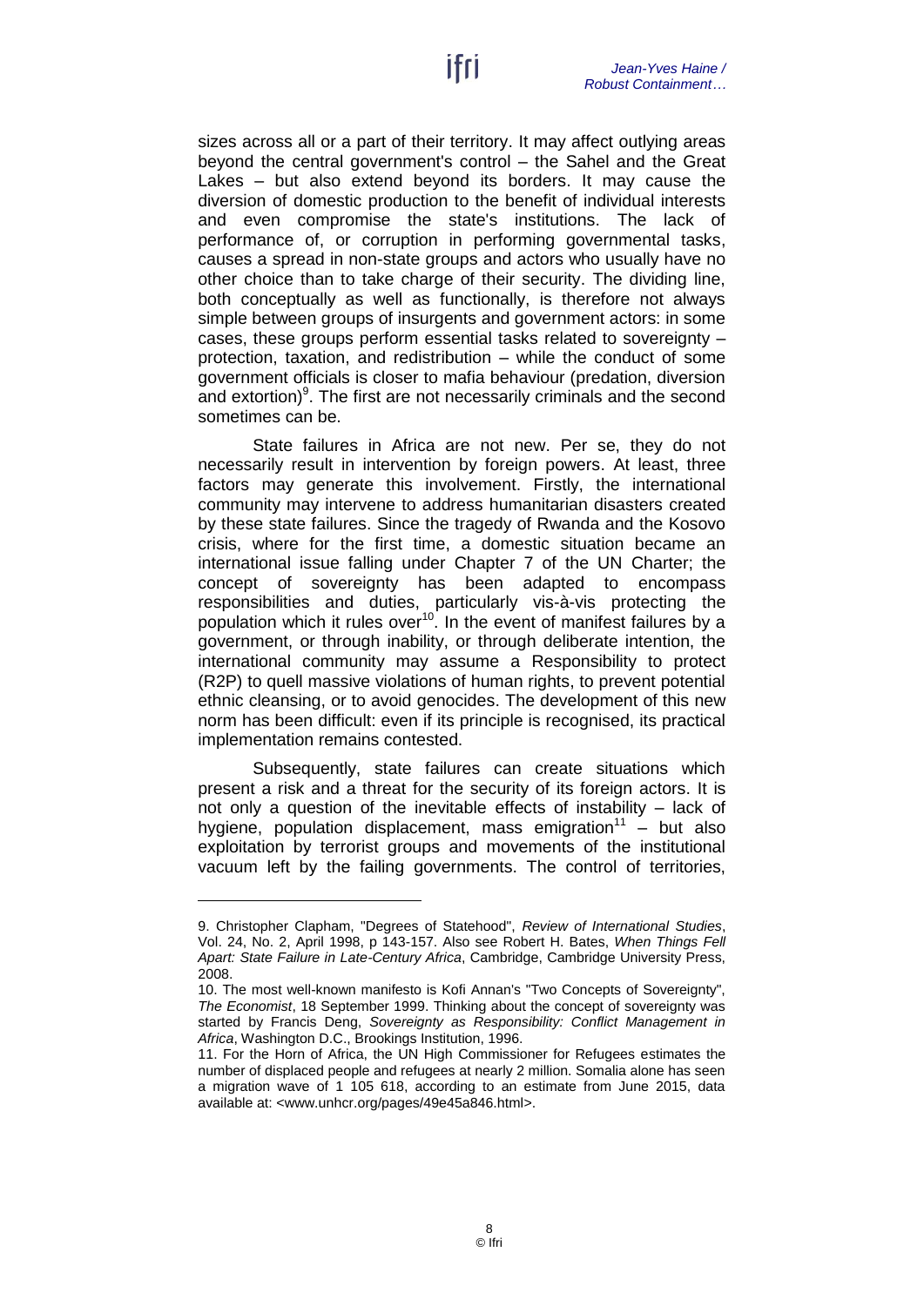sizes across all or a part of their territory. It may affect outlying areas beyond the central government's control – the Sahel and the Great Lakes – but also extend beyond its borders. It may cause the diversion of domestic production to the benefit of individual interests and even compromise the state's institutions. The lack of performance of, or corruption in performing governmental tasks, causes a spread in non-state groups and actors who usually have no other choice than to take charge of their security. The dividing line, both conceptually as well as functionally, is therefore not always simple between groups of insurgents and government actors: in some cases, these groups perform essential tasks related to sovereignty – protection, taxation, and redistribution – while the conduct of some government officials is closer to mafia behaviour (predation, diversion and extortion)[9]. The first are not necessarily criminals and the second sometimes can be.

State failures in Africa are not new. Per se, they do not necessarily result in intervention by foreign powers. At least, three factors may generate this involvement. Firstly, the international community may intervene to address humanitarian disasters created by these state failures. Since the tragedy of Rwanda and the Kosovo crisis, where for the first time, a domestic situation became an international issue falling under Chapter 7 of the UN Charter; the concept of sovereignty has been adapted to encompass responsibilities and duties, particularly vis-à-vis protecting the population which it rules over[10]. In the event of manifest failures by a government, or through inability, or through deliberate intention, the international community may assume a Responsibility to protect (R2P) to quell massive violations of human rights, to prevent potential ethnic cleansing, or to avoid genocides. The development of this new norm has been difficult: even if its principle is recognised, its practical implementation remains contested.

Subsequently, state failures can create situations which present a risk and a threat for the security of its foreign actors. It is not only a question of the inevitable effects of instability – lack of hygiene, population displacement, mass emigration[11] – but also exploitation by terrorist groups and movements of the institutional vacuum left by the failing governments. The control of territories,

---

9. Christopher Clapham, "Degrees of Statehood", *Review of International Studies*, Vol. 24, No. 2, April 1998, p 143-157. Also see Robert H. Bates, *When Things Fell Apart: State Failure in Late-Century Africa*, Cambridge, Cambridge University Press, 2008.

10. The most well-known manifesto is Kofi Annan's "Two Concepts of Sovereignty", *The Economist*, 18 September 1999. Thinking about the concept of sovereignty was started by Francis Deng, *Sovereignty as Responsibility: Conflict Management in Africa*, Washington D.C., Brookings Institution, 1996.

11. For the Horn of Africa, the UN High Commissioner for Refugees estimates the number of displaced people and refugees at nearly 2 million. Somalia alone has seen a migration wave of 1 105 618, according to an estimate from June 2015, data available at: <www.unhcr.org/pages/49e45a846.html>.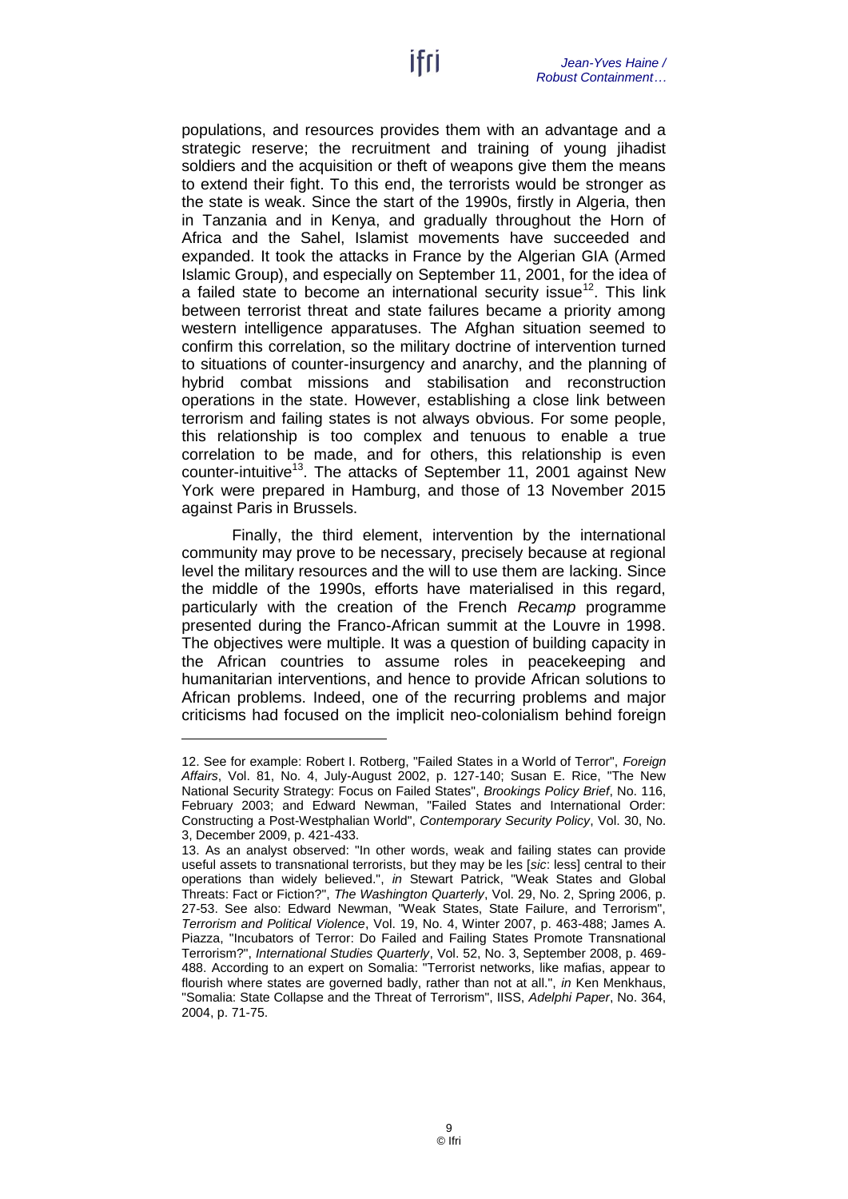populations, and resources provides them with an advantage and a strategic reserve; the recruitment and training of young jihadist soldiers and the acquisition or theft of weapons give them the means to extend their fight. To this end, the terrorists would be stronger as the state is weak. Since the start of the 1990s, firstly in Algeria, then in Tanzania and in Kenya, and gradually throughout the Horn of Africa and the Sahel, Islamist movements have succeeded and expanded. It took the attacks in France by the Algerian GIA (Armed Islamic Group), and especially on September 11, 2001, for the idea of a failed state to become an international security issue[12]. This link between terrorist threat and state failures became a priority among western intelligence apparatuses. The Afghan situation seemed to confirm this correlation, so the military doctrine of intervention turned to situations of counter-insurgency and anarchy, and the planning of hybrid combat missions and stabilisation and reconstruction operations in the state. However, establishing a close link between terrorism and failing states is not always obvious. For some people, this relationship is too complex and tenuous to enable a true correlation to be made, and for others, this relationship is even counter-intuitive[13]. The attacks of September 11, 2001 against New York were prepared in Hamburg, and those of 13 November 2015 against Paris in Brussels.

Finally, the third element, intervention by the international community may prove to be necessary, precisely because at regional level the military resources and the will to use them are lacking. Since the middle of the 1990s, efforts have materialised in this regard, particularly with the creation of the French *Recamp* programme presented during the Franco-African summit at the Louvre in 1998. The objectives were multiple. It was a question of building capacity in the African countries to assume roles in peacekeeping and humanitarian interventions, and hence to provide African solutions to African problems. Indeed, one of the recurring problems and major criticisms had focused on the implicit neo-colonialism behind foreign

---

12. See for example: Robert I. Rotberg, "Failed States in a World of Terror", *Foreign Affairs*, Vol. 81, No. 4, July-August 2002, p. 127-140; Susan E. Rice, "The New National Security Strategy: Focus on Failed States", *Brookings Policy Brief*, No. 116, February 2003; and Edward Newman, "Failed States and International Order: Constructing a Post-Westphalian World", *Contemporary Security Policy*, Vol. 30, No. 3, December 2009, p. 421-433.

13. As an analyst observed: "In other words, weak and failing states can provide useful assets to transnational terrorists, but they may be les [*sic*: less] central to their operations than widely believed.", *in* Stewart Patrick, "Weak States and Global Threats: Fact or Fiction?", *The Washington Quarterly*, Vol. 29, No. 2, Spring 2006, p. 27-53. See also: Edward Newman, "Weak States, State Failure, and Terrorism", *Terrorism and Political Violence*, Vol. 19, No. 4, Winter 2007, p. 463-488; James A. Piazza, "Incubators of Terror: Do Failed and Failing States Promote Transnational Terrorism?", *International Studies Quarterly*, Vol. 52, No. 3, September 2008, p. 469-488. According to an expert on Somalia: "Terrorist networks, like mafias, appear to flourish where states are governed badly, rather than not at all.", *in* Ken Menkhaus, "Somalia: State Collapse and the Threat of Terrorism", IISS, *Adelphi Paper*, No. 364, 2004, p. 71-75.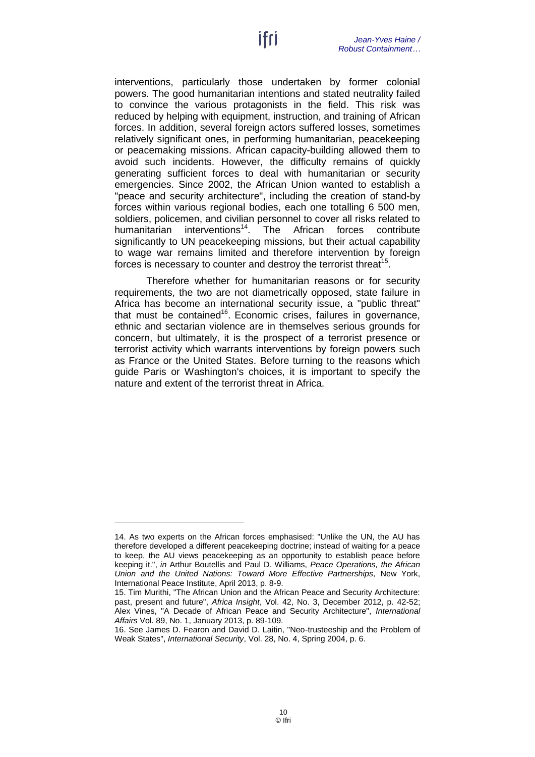interventions, particularly those undertaken by former colonial powers. The good humanitarian intentions and stated neutrality failed to convince the various protagonists in the field. This risk was reduced by helping with equipment, instruction, and training of African forces. In addition, several foreign actors suffered losses, sometimes relatively significant ones, in performing humanitarian, peacekeeping or peacemaking missions. African capacity-building allowed them to avoid such incidents. However, the difficulty remains of quickly generating sufficient forces to deal with humanitarian or security emergencies. Since 2002, the African Union wanted to establish a "peace and security architecture", including the creation of stand-by forces within various regional bodies, each one totalling 6 500 men, soldiers, policemen, and civilian personnel to cover all risks related to humanitarian interventions[14]. The African forces contribute significantly to UN peacekeeping missions, but their actual capability to wage war remains limited and therefore intervention by foreign forces is necessary to counter and destroy the terrorist threat[15].

Therefore whether for humanitarian reasons or for security requirements, the two are not diametrically opposed, state failure in Africa has become an international security issue, a "public threat" that must be contained[16]. Economic crises, failures in governance, ethnic and sectarian violence are in themselves serious grounds for concern, but ultimately, it is the prospect of a terrorist presence or terrorist activity which warrants interventions by foreign powers such as France or the United States. Before turning to the reasons which guide Paris or Washington's choices, it is important to specify the nature and extent of the terrorist threat in Africa.

---

14. As two experts on the African forces emphasised: "Unlike the UN, the AU has therefore developed a different peacekeeping doctrine; instead of waiting for a peace to keep, the AU views peacekeeping as an opportunity to establish peace before keeping it.", *in* Arthur Boutellis and Paul D. Williams, *Peace Operations, the African Union and the United Nations: Toward More Effective Partnerships,* New York, International Peace Institute, April 2013, p. 8-9.

15. Tim Murithi, "The African Union and the African Peace and Security Architecture: past, present and future", *Africa Insight*, Vol. 42, No. 3, December 2012, p. 42-52; Alex Vines, "A Decade of African Peace and Security Architecture", *International Affairs* Vol. 89, No. 1, January 2013, p. 89-109.

16. See James D. Fearon and David D. Laitin, "Neo-trusteeship and the Problem of Weak States", *International Security*, Vol. 28, No. 4, Spring 2004, p. 6.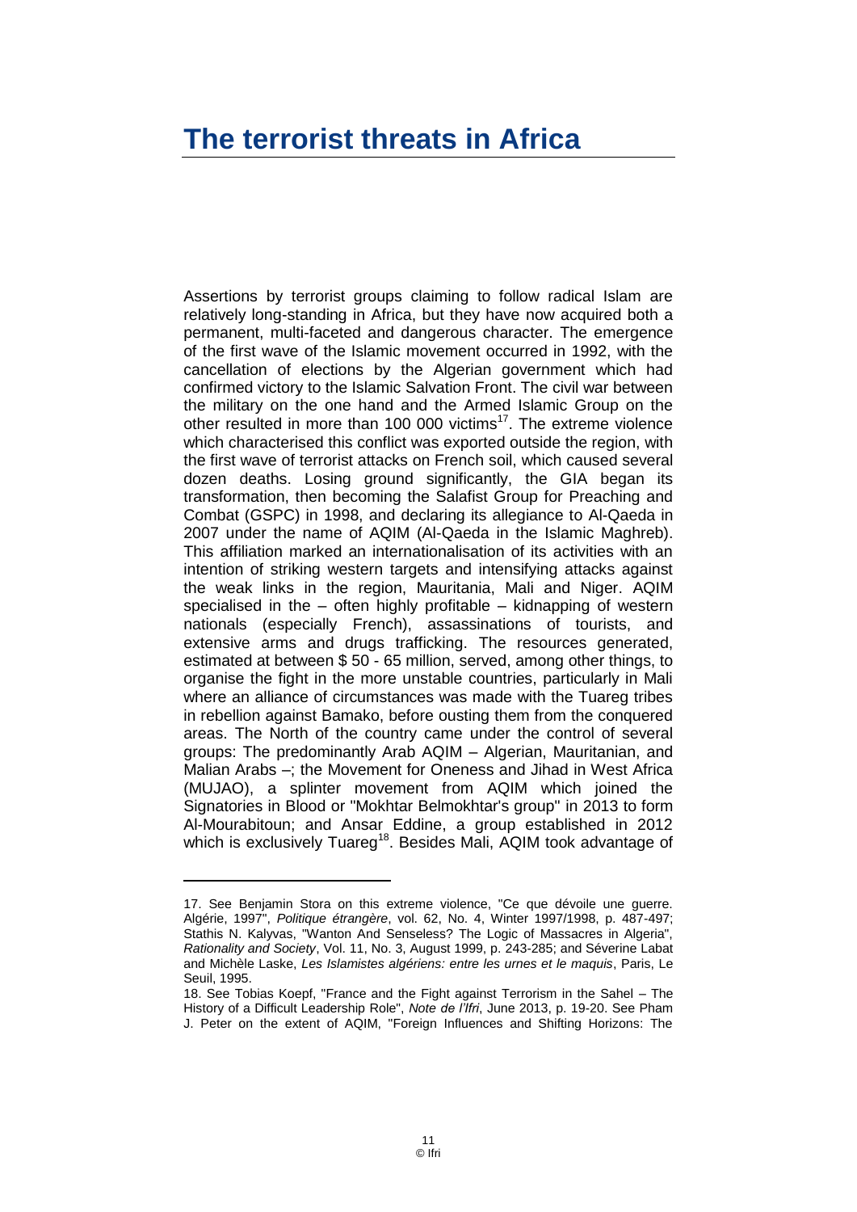# The terrorist threats in Africa

Assertions by terrorist groups claiming to follow radical Islam are relatively long-standing in Africa, but they have now acquired both a permanent, multi-faceted and dangerous character. The emergence of the first wave of the Islamic movement occurred in 1992, with the cancellation of elections by the Algerian government which had confirmed victory to the Islamic Salvation Front. The civil war between the military on the one hand and the Armed Islamic Group on the other resulted in more than 100 000 victims[17]. The extreme violence which characterised this conflict was exported outside the region, with the first wave of terrorist attacks on French soil, which caused several dozen deaths. Losing ground significantly, the GIA began its transformation, then becoming the Salafist Group for Preaching and Combat (GSPC) in 1998, and declaring its allegiance to Al-Qaeda in 2007 under the name of AQIM (Al-Qaeda in the Islamic Maghreb). This affiliation marked an internationalisation of its activities with an intention of striking western targets and intensifying attacks against the weak links in the region, Mauritania, Mali and Niger. AQIM specialised in the – often highly profitable – kidnapping of western nationals (especially French), assassinations of tourists, and extensive arms and drugs trafficking. The resources generated, estimated at between $ 50 - 65 million, served, among other things, to organise the fight in the more unstable countries, particularly in Mali where an alliance of circumstances was made with the Tuareg tribes in rebellion against Bamako, before ousting them from the conquered areas. The North of the country came under the control of several groups: The predominantly Arab AQIM – Algerian, Mauritanian, and Malian Arabs –; the Movement for Oneness and Jihad in West Africa (MUJAO), a splinter movement from AQIM which joined the Signatories in Blood or "Mokhtar Belmokhtar's group" in 2013 to form Al-Mourabitoun; and Ansar Eddine, a group established in 2012 which is exclusively Tuareg[18]. Besides Mali, AQIM took advantage of

17. See Benjamin Stora on this extreme violence, "Ce que dévoile une guerre. Algérie, 1997", *Politique étrangère*, vol. 62, No. 4, Winter 1997/1998, p. 487-497; Stathis N. Kalyvas, "Wanton And Senseless? The Logic of Massacres in Algeria", *Rationality and Society*, Vol. 11, No. 3, August 1999, p. 243-285; and Séverine Labat and Michèle Laske, *Les Islamistes algériens: entre les urnes et le maquis*, Paris, Le Seuil, 1995.

18. See Tobias Koepf, "France and the Fight against Terrorism in the Sahel – The History of a Difficult Leadership Role", *Note de l'Ifri*, June 2013, p. 19-20. See Pham J. Peter on the extent of AQIM, "Foreign Influences and Shifting Horizons: The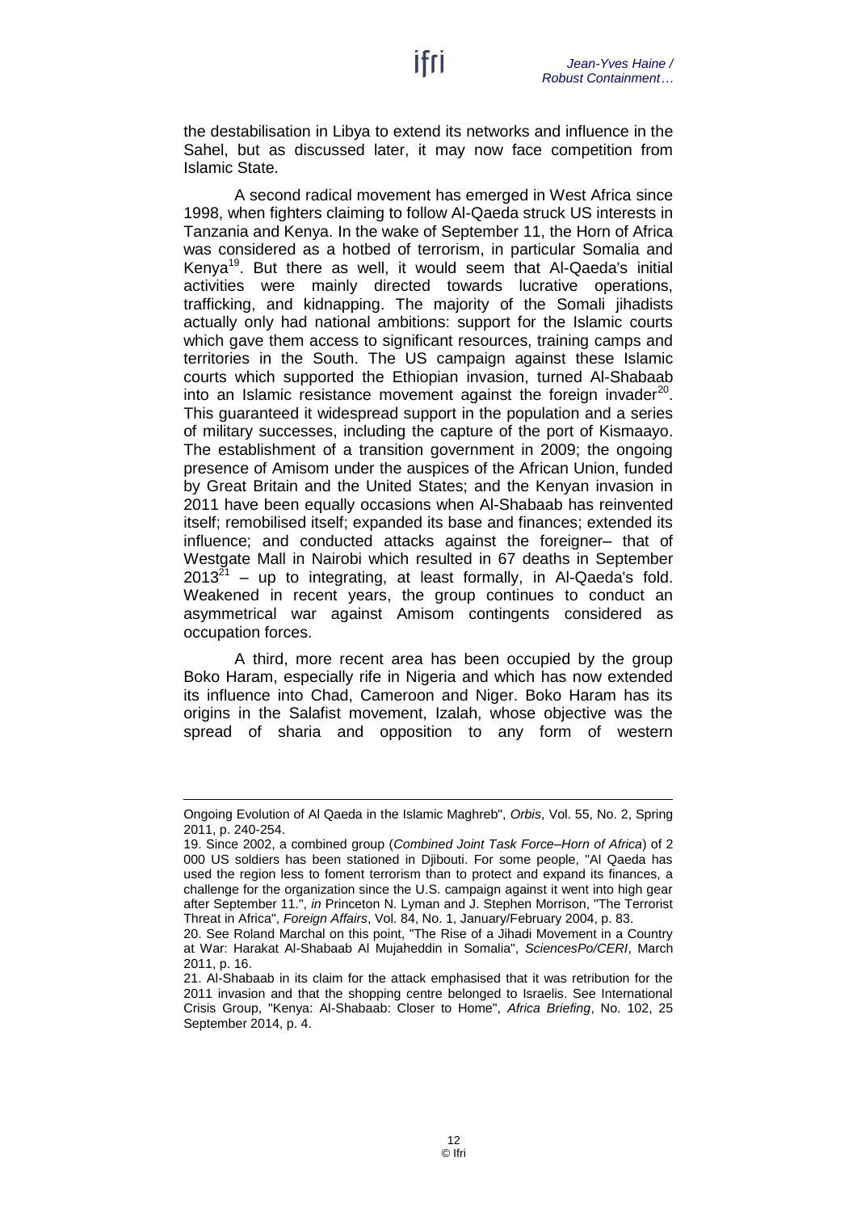the destabilisation in Libya to extend its networks and influence in the Sahel, but as discussed later, it may now face competition from Islamic State.

A second radical movement has emerged in West Africa since 1998, when fighters claiming to follow Al-Qaeda struck US interests in Tanzania and Kenya. In the wake of September 11, the Horn of Africa was considered as a hotbed of terrorism, in particular Somalia and Kenya[19]. But there as well, it would seem that Al-Qaeda's initial activities were mainly directed towards lucrative operations, trafficking, and kidnapping. The majority of the Somali jihadists actually only had national ambitions: support for the Islamic courts which gave them access to significant resources, training camps and territories in the South. The US campaign against these Islamic courts which supported the Ethiopian invasion, turned Al-Shabaab into an Islamic resistance movement against the foreign invader[20]. This guaranteed it widespread support in the population and a series of military successes, including the capture of the port of Kismaayo. The establishment of a transition government in 2009; the ongoing presence of Amisom under the auspices of the African Union, funded by Great Britain and the United States; and the Kenyan invasion in 2011 have been equally occasions when Al-Shabaab has reinvented itself; remobilised itself; expanded its base and finances; extended its influence; and conducted attacks against the foreigner– that of Westgate Mall in Nairobi which resulted in 67 deaths in September 2013[21] – up to integrating, at least formally, in Al-Qaeda's fold. Weakened in recent years, the group continues to conduct an asymmetrical war against Amisom contingents considered as occupation forces.

A third, more recent area has been occupied by the group Boko Haram, especially rife in Nigeria and which has now extended its influence into Chad, Cameroon and Niger. Boko Haram has its origins in the Salafist movement, Izalah, whose objective was the spread of sharia and opposition to any form of western

---

Ongoing Evolution of Al Qaeda in the Islamic Maghreb", *Orbis*, Vol. 55, No. 2, Spring 2011, p. 240-254.

19. Since 2002, a combined group (*Combined Joint Task Force–Horn of Africa*) of 2 000 US soldiers has been stationed in Djibouti. For some people, "Al Qaeda has used the region less to foment terrorism than to protect and expand its finances, a challenge for the organization since the U.S. campaign against it went into high gear after September 11.", *in* Princeton N. Lyman and J. Stephen Morrison, "The Terrorist Threat in Africa", *Foreign Affairs*, Vol. 84, No. 1, January/February 2004, p. 83.

20. See Roland Marchal on this point, "The Rise of a Jihadi Movement in a Country at War: Harakat Al-Shabaab Al Mujaheddin in Somalia", *SciencesPo/CERI*, March 2011, p. 16.

21. Al-Shabaab in its claim for the attack emphasised that it was retribution for the 2011 invasion and that the shopping centre belonged to Israelis. See International Crisis Group, "Kenya: Al-Shabaab: Closer to Home", *Africa Briefing*, No. 102, 25 September 2014, p. 4.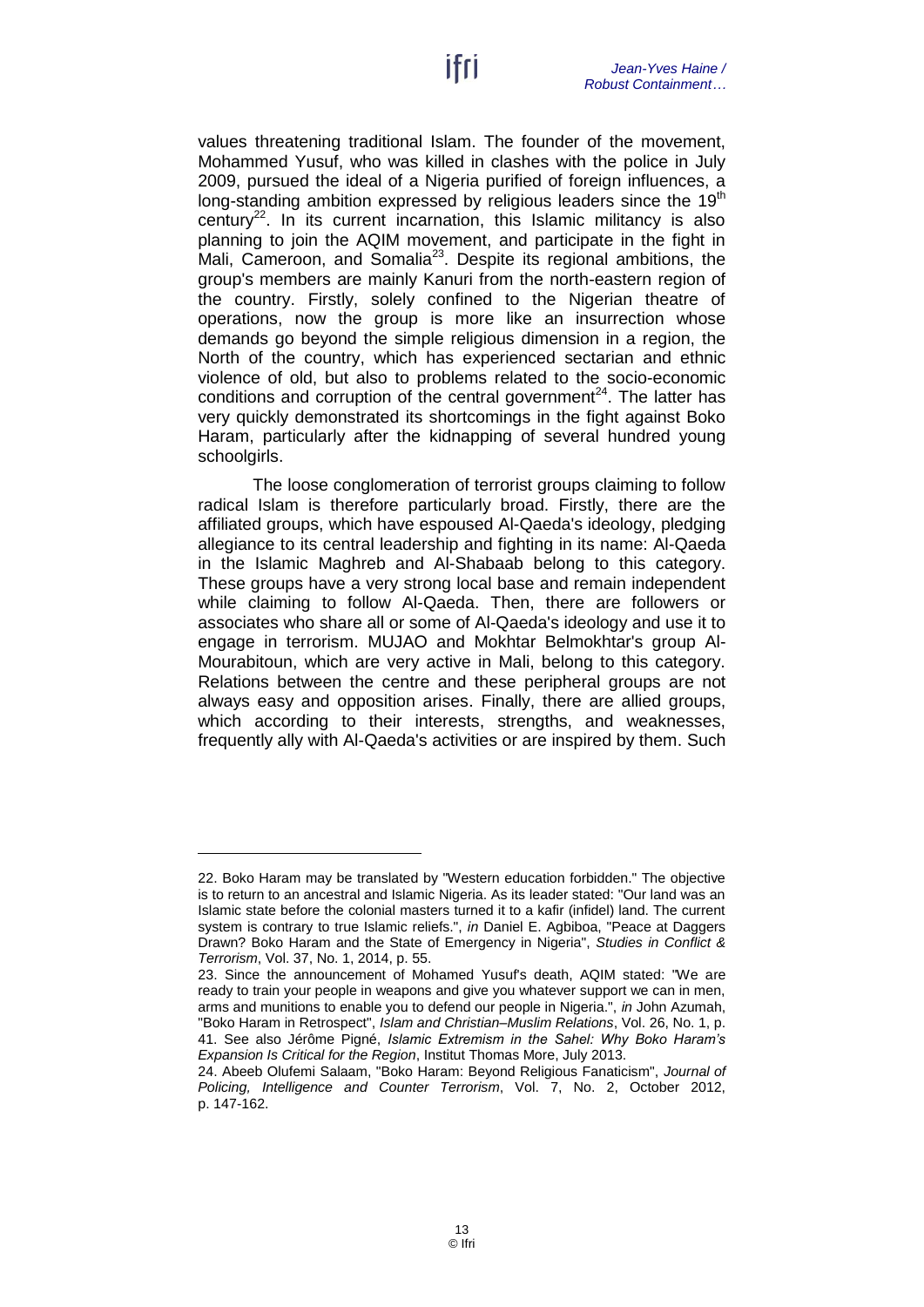values threatening traditional Islam. The founder of the movement, Mohammed Yusuf, who was killed in clashes with the police in July 2009, pursued the ideal of a Nigeria purified of foreign influences, a long-standing ambition expressed by religious leaders since the 19th century[22]. In its current incarnation, this Islamic militancy is also planning to join the AQIM movement, and participate in the fight in Mali, Cameroon, and Somalia[23]. Despite its regional ambitions, the group's members are mainly Kanuri from the north-eastern region of the country. Firstly, solely confined to the Nigerian theatre of operations, now the group is more like an insurrection whose demands go beyond the simple religious dimension in a region, the North of the country, which has experienced sectarian and ethnic violence of old, but also to problems related to the socio-economic conditions and corruption of the central government[24]. The latter has very quickly demonstrated its shortcomings in the fight against Boko Haram, particularly after the kidnapping of several hundred young schoolgirls.

The loose conglomeration of terrorist groups claiming to follow radical Islam is therefore particularly broad. Firstly, there are the affiliated groups, which have espoused Al-Qaeda's ideology, pledging allegiance to its central leadership and fighting in its name: Al-Qaeda in the Islamic Maghreb and Al-Shabaab belong to this category. These groups have a very strong local base and remain independent while claiming to follow Al-Qaeda. Then, there are followers or associates who share all or some of Al-Qaeda's ideology and use it to engage in terrorism. MUJAO and Mokhtar Belmokhtar's group Al-Mourabitoun, which are very active in Mali, belong to this category. Relations between the centre and these peripheral groups are not always easy and opposition arises. Finally, there are allied groups, which according to their interests, strengths, and weaknesses, frequently ally with Al-Qaeda's activities or are inspired by them. Such

---

22. Boko Haram may be translated by "Western education forbidden." The objective is to return to an ancestral and Islamic Nigeria. As its leader stated: "Our land was an Islamic state before the colonial masters turned it to a kafir (infidel) land. The current system is contrary to true Islamic reliefs.", *in* Daniel E. Agbiboa, "Peace at Daggers Drawn? Boko Haram and the State of Emergency in Nigeria", *Studies in Conflict & Terrorism*, Vol. 37, No. 1, 2014, p. 55.

23. Since the announcement of Mohamed Yusuf's death, AQIM stated: "We are ready to train your people in weapons and give you whatever support we can in men, arms and munitions to enable you to defend our people in Nigeria.", *in* John Azumah, "Boko Haram in Retrospect", *Islam and Christian–Muslim Relations*, Vol. 26, No. 1, p. 41. See also Jérôme Pigné, *Islamic Extremism in the Sahel: Why Boko Haram's Expansion Is Critical for the Region*, Institut Thomas More, July 2013.

24. Abeeb Olufemi Salaam, "Boko Haram: Beyond Religious Fanaticism", *Journal of Policing, Intelligence and Counter Terrorism*, Vol. 7, No. 2, October 2012, p. 147-162.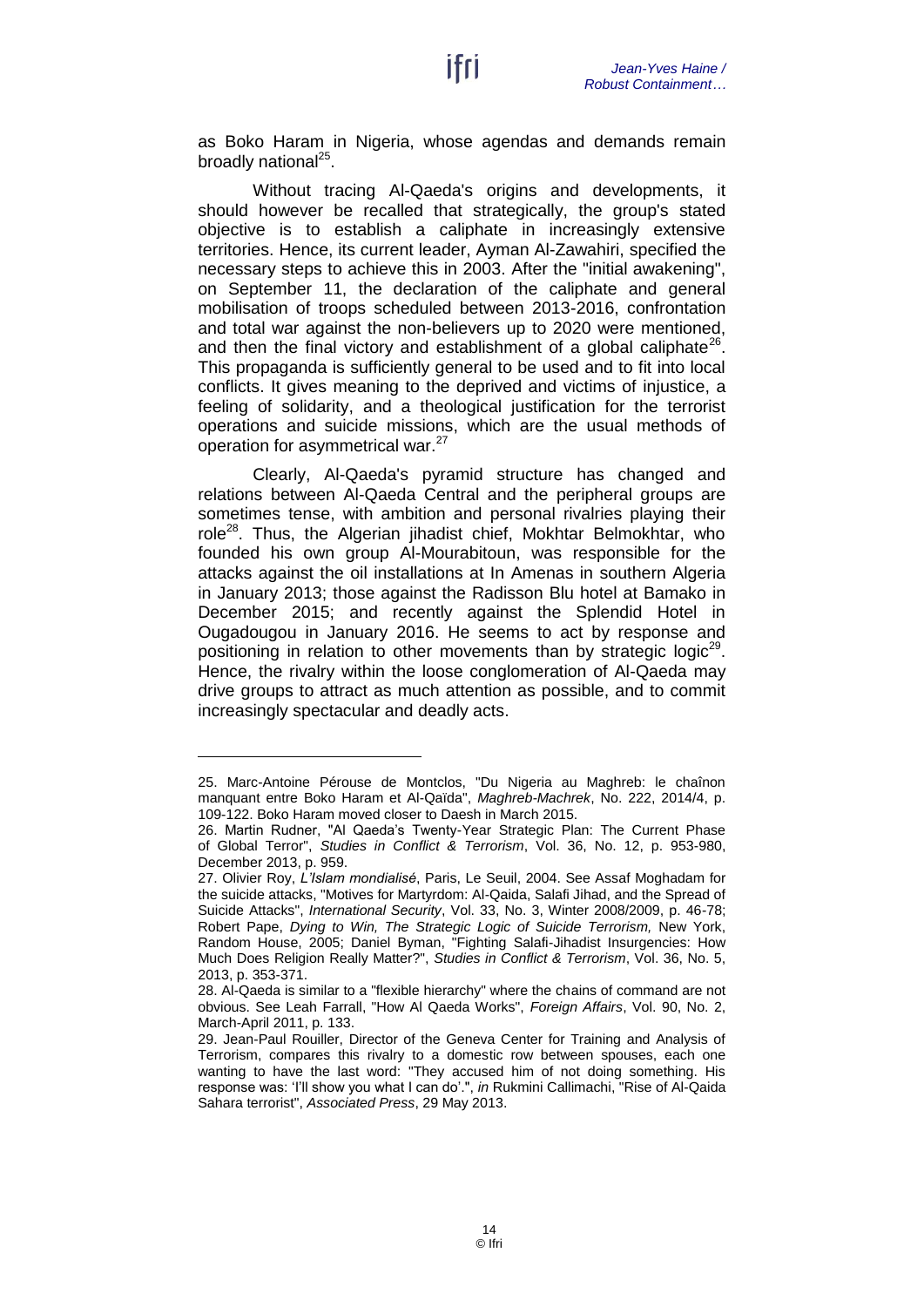as Boko Haram in Nigeria, whose agendas and demands remain broadly national[25].

Without tracing Al-Qaeda's origins and developments, it should however be recalled that strategically, the group's stated objective is to establish a caliphate in increasingly extensive territories. Hence, its current leader, Ayman Al-Zawahiri, specified the necessary steps to achieve this in 2003. After the "initial awakening", on September 11, the declaration of the caliphate and general mobilisation of troops scheduled between 2013-2016, confrontation and total war against the non-believers up to 2020 were mentioned, and then the final victory and establishment of a global caliphate[26]. This propaganda is sufficiently general to be used and to fit into local conflicts. It gives meaning to the deprived and victims of injustice, a feeling of solidarity, and a theological justification for the terrorist operations and suicide missions, which are the usual methods of operation for asymmetrical war.[27]

Clearly, Al-Qaeda's pyramid structure has changed and relations between Al-Qaeda Central and the peripheral groups are sometimes tense, with ambition and personal rivalries playing their role[28]. Thus, the Algerian jihadist chief, Mokhtar Belmokhtar, who founded his own group Al-Mourabitoun, was responsible for the attacks against the oil installations at In Amenas in southern Algeria in January 2013; those against the Radisson Blu hotel at Bamako in December 2015; and recently against the Splendid Hotel in Ougadougou in January 2016. He seems to act by response and positioning in relation to other movements than by strategic logic[29]. Hence, the rivalry within the loose conglomeration of Al-Qaeda may drive groups to attract as much attention as possible, and to commit increasingly spectacular and deadly acts.

25. Marc-Antoine Pérouse de Montclos, "Du Nigeria au Maghreb: le chaînon manquant entre Boko Haram et Al-Qaïda", *Maghreb-Machrek*, No. 222, 2014/4, p. 109-122. Boko Haram moved closer to Daesh in March 2015.

26. Martin Rudner, "Al Qaeda's Twenty-Year Strategic Plan: The Current Phase of Global Terror", *Studies in Conflict & Terrorism*, Vol. 36, No. 12, p. 953-980, December 2013, p. 959.

27. Olivier Roy, *L'Islam mondialisé*, Paris, Le Seuil, 2004. See Assaf Moghadam for the suicide attacks, "Motives for Martyrdom: Al-Qaida, Salafi Jihad, and the Spread of Suicide Attacks", *International Security*, Vol. 33, No. 3, Winter 2008/2009, p. 46-78; Robert Pape, *Dying to Win, The Strategic Logic of Suicide Terrorism,* New York, Random House, 2005; Daniel Byman, "Fighting Salafi-Jihadist Insurgencies: How Much Does Religion Really Matter?", *Studies in Conflict & Terrorism*, Vol. 36, No. 5, 2013, p. 353-371.

28. Al-Qaeda is similar to a "flexible hierarchy" where the chains of command are not obvious. See Leah Farrall, "How Al Qaeda Works", *Foreign Affairs*, Vol. 90, No. 2, March-April 2011, p. 133.

29. Jean-Paul Rouiller, Director of the Geneva Center for Training and Analysis of Terrorism, compares this rivalry to a domestic row between spouses, each one wanting to have the last word: "They accused him of not doing something. His response was: 'I'll show you what I can do'.", *in* Rukmini Callimachi, "Rise of Al-Qaida Sahara terrorist", *Associated Press*, 29 May 2013.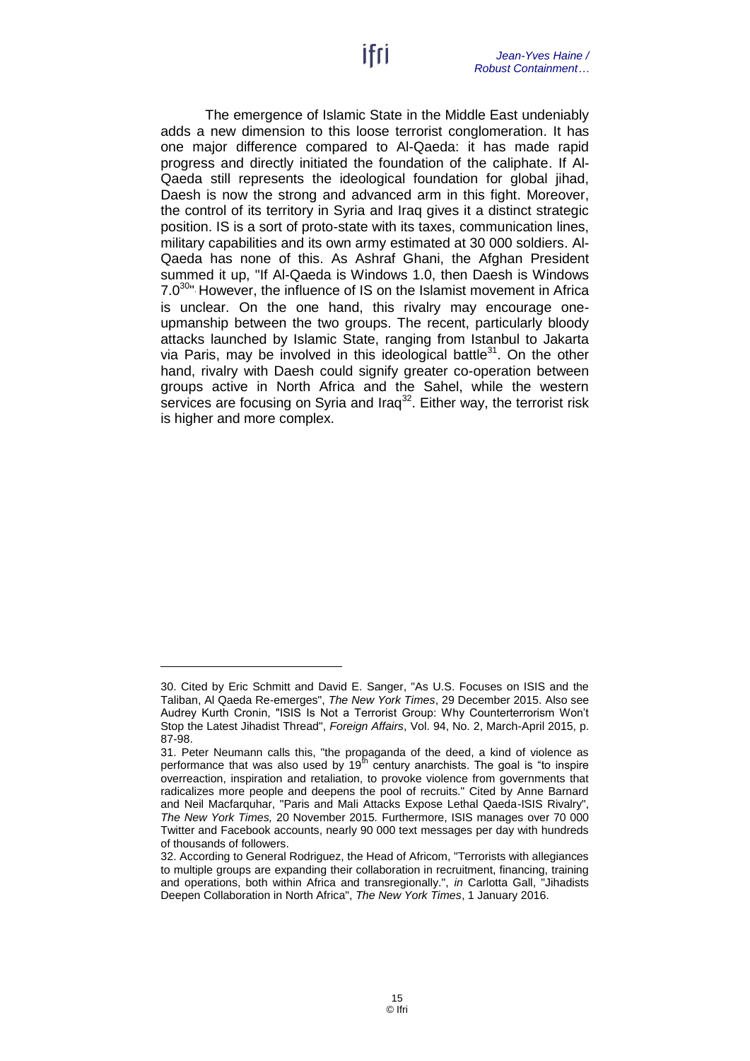The emergence of Islamic State in the Middle East undeniably adds a new dimension to this loose terrorist conglomeration. It has one major difference compared to Al-Qaeda: it has made rapid progress and directly initiated the foundation of the caliphate. If Al-Qaeda still represents the ideological foundation for global jihad, Daesh is now the strong and advanced arm in this fight. Moreover, the control of its territory in Syria and Iraq gives it a distinct strategic position. IS is a sort of proto-state with its taxes, communication lines, military capabilities and its own army estimated at 30 000 soldiers. Al-Qaeda has none of this. As Ashraf Ghani, the Afghan President summed it up, "If Al-Qaeda is Windows 1.0, then Daesh is Windows 7.0[30]". However, the influence of IS on the Islamist movement in Africa is unclear. On the one hand, this rivalry may encourage one-upmanship between the two groups. The recent, particularly bloody attacks launched by Islamic State, ranging from Istanbul to Jakarta via Paris, may be involved in this ideological battle[31]. On the other hand, rivalry with Daesh could signify greater co-operation between groups active in North Africa and the Sahel, while the western services are focusing on Syria and Iraq[32]. Either way, the terrorist risk is higher and more complex.

---

30. Cited by Eric Schmitt and David E. Sanger, "As U.S. Focuses on ISIS and the Taliban, Al Qaeda Re-emerges", *The New York Times*, 29 December 2015. Also see Audrey Kurth Cronin, "ISIS Is Not a Terrorist Group: Why Counterterrorism Won't Stop the Latest Jihadist Thread", *Foreign Affairs*, Vol. 94, No. 2, March-April 2015, p. 87-98.

31. Peter Neumann calls this, "the propaganda of the deed, a kind of violence as performance that was also used by 19th century anarchists. The goal is "to inspire overreaction, inspiration and retaliation, to provoke violence from governments that radicalizes more people and deepens the pool of recruits." Cited by Anne Barnard and Neil Macfarquhar, "Paris and Mali Attacks Expose Lethal Qaeda-ISIS Rivalry", *The New York Times,* 20 November 2015. Furthermore, ISIS manages over 70 000 Twitter and Facebook accounts, nearly 90 000 text messages per day with hundreds of thousands of followers.

32. According to General Rodriguez, the Head of Africom, "Terrorists with allegiances to multiple groups are expanding their collaboration in recruitment, financing, training and operations, both within Africa and transregionally.", *in* Carlotta Gall, "Jihadists Deepen Collaboration in North Africa", *The New York Times*, 1 January 2016.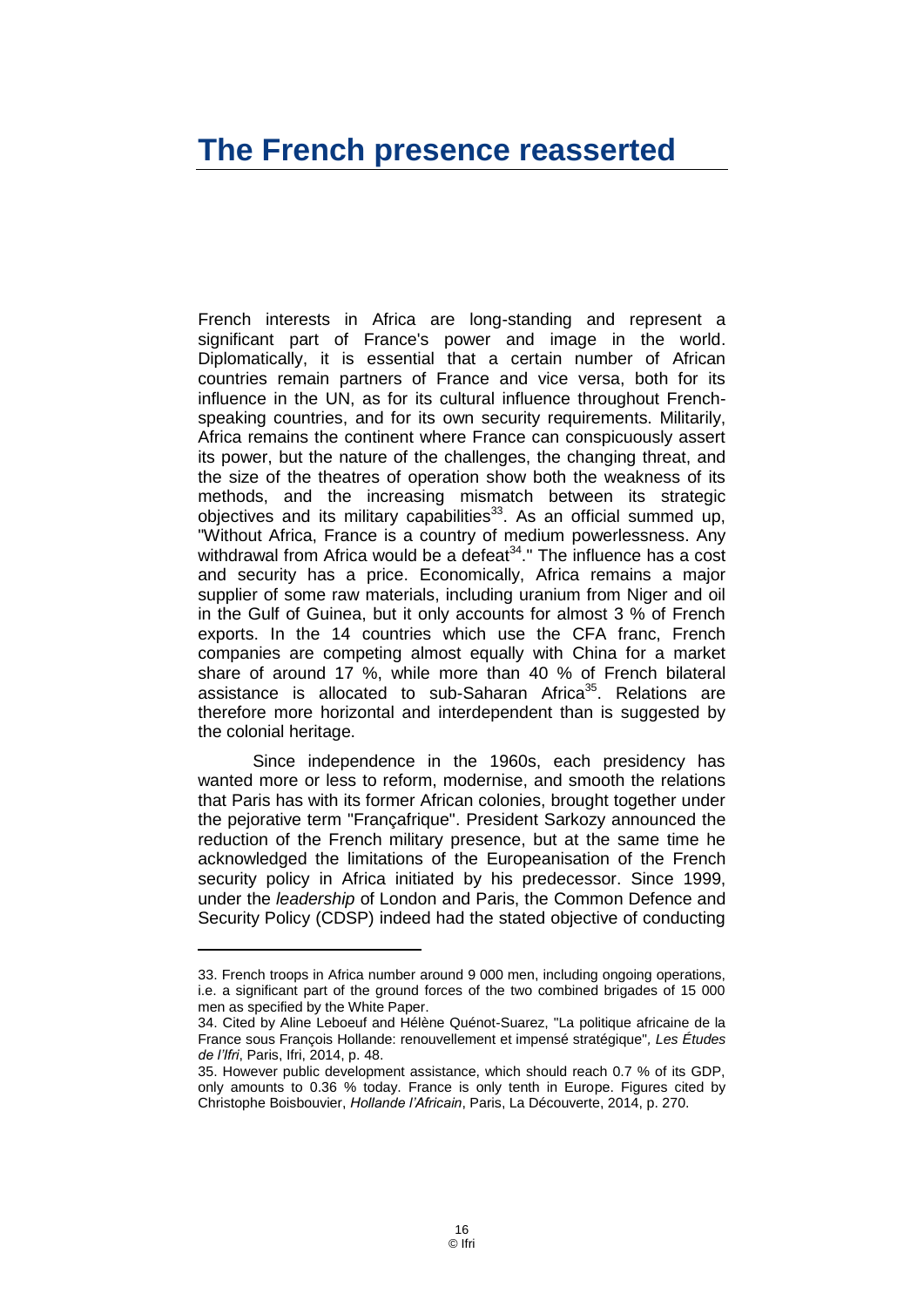# The French presence reasserted

French interests in Africa are long-standing and represent a significant part of France's power and image in the world. Diplomatically, it is essential that a certain number of African countries remain partners of France and vice versa, both for its influence in the UN, as for its cultural influence throughout French-speaking countries, and for its own security requirements. Militarily, Africa remains the continent where France can conspicuously assert its power, but the nature of the challenges, the changing threat, and the size of the theatres of operation show both the weakness of its methods, and the increasing mismatch between its strategic objectives and its military capabilities[33]. As an official summed up, "Without Africa, France is a country of medium powerlessness. Any withdrawal from Africa would be a defeat[34]." The influence has a cost and security has a price. Economically, Africa remains a major supplier of some raw materials, including uranium from Niger and oil in the Gulf of Guinea, but it only accounts for almost 3 % of French exports. In the 14 countries which use the CFA franc, French companies are competing almost equally with China for a market share of around 17 %, while more than 40 % of French bilateral assistance is allocated to sub-Saharan Africa[35]. Relations are therefore more horizontal and interdependent than is suggested by the colonial heritage.

Since independence in the 1960s, each presidency has wanted more or less to reform, modernise, and smooth the relations that Paris has with its former African colonies, brought together under the pejorative term "Françafrique". President Sarkozy announced the reduction of the French military presence, but at the same time he acknowledged the limitations of the Europeanisation of the French security policy in Africa initiated by his predecessor. Since 1999, under the *leadership* of London and Paris, the Common Defence and Security Policy (CDSP) indeed had the stated objective of conducting

---

33. French troops in Africa number around 9 000 men, including ongoing operations, i.e. a significant part of the ground forces of the two combined brigades of 15 000 men as specified by the White Paper.

34. Cited by Aline Leboeuf and Hélène Quénot-Suarez, "La politique africaine de la France sous François Hollande: renouvellement et impensé stratégique", *Les Études de l'Ifri*, Paris, Ifri, 2014, p. 48.

35. However public development assistance, which should reach 0.7 % of its GDP, only amounts to 0.36 % today. France is only tenth in Europe. Figures cited by Christophe Boisbouvier, *Hollande l'Africain*, Paris, La Découverte, 2014, p. 270.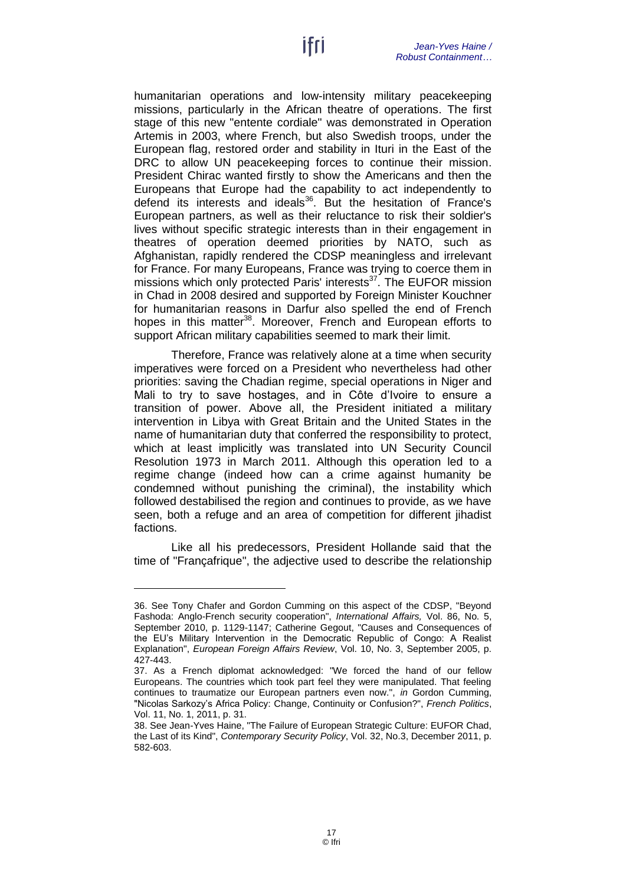humanitarian operations and low-intensity military peacekeeping missions, particularly in the African theatre of operations. The first stage of this new "entente cordiale" was demonstrated in Operation Artemis in 2003, where French, but also Swedish troops, under the European flag, restored order and stability in Ituri in the East of the DRC to allow UN peacekeeping forces to continue their mission. President Chirac wanted firstly to show the Americans and then the Europeans that Europe had the capability to act independently to defend its interests and ideals[36]. But the hesitation of France's European partners, as well as their reluctance to risk their soldier's lives without specific strategic interests than in their engagement in theatres of operation deemed priorities by NATO, such as Afghanistan, rapidly rendered the CDSP meaningless and irrelevant for France. For many Europeans, France was trying to coerce them in missions which only protected Paris' interests[37]. The EUFOR mission in Chad in 2008 desired and supported by Foreign Minister Kouchner for humanitarian reasons in Darfur also spelled the end of French hopes in this matter[38]. Moreover, French and European efforts to support African military capabilities seemed to mark their limit.

Therefore, France was relatively alone at a time when security imperatives were forced on a President who nevertheless had other priorities: saving the Chadian regime, special operations in Niger and Mali to try to save hostages, and in Côte d'Ivoire to ensure a transition of power. Above all, the President initiated a military intervention in Libya with Great Britain and the United States in the name of humanitarian duty that conferred the responsibility to protect, which at least implicitly was translated into UN Security Council Resolution 1973 in March 2011. Although this operation led to a regime change (indeed how can a crime against humanity be condemned without punishing the criminal), the instability which followed destabilised the region and continues to provide, as we have seen, both a refuge and an area of competition for different jihadist factions.

Like all his predecessors, President Hollande said that the time of "Françafrique", the adjective used to describe the relationship

---

36. See Tony Chafer and Gordon Cumming on this aspect of the CDSP, "Beyond Fashoda: Anglo-French security cooperation", *International Affairs,* Vol. 86, No. 5, September 2010, p. 1129-1147; Catherine Gegout, "Causes and Consequences of the EU's Military Intervention in the Democratic Republic of Congo: A Realist Explanation", *European Foreign Affairs Review*, Vol. 10, No. 3, September 2005, p. 427-443.

37. As a French diplomat acknowledged: "We forced the hand of our fellow Europeans. The countries which took part feel they were manipulated. That feeling continues to traumatize our European partners even now.", *in* Gordon Cumming, "Nicolas Sarkozy's Africa Policy: Change, Continuity or Confusion?", *French Politics*, Vol. 11, No. 1, 2011, p. 31.

38. See Jean-Yves Haine, "The Failure of European Strategic Culture: EUFOR Chad, the Last of its Kind", *Contemporary Security Policy*, Vol. 32, No.3, December 2011, p. 582-603.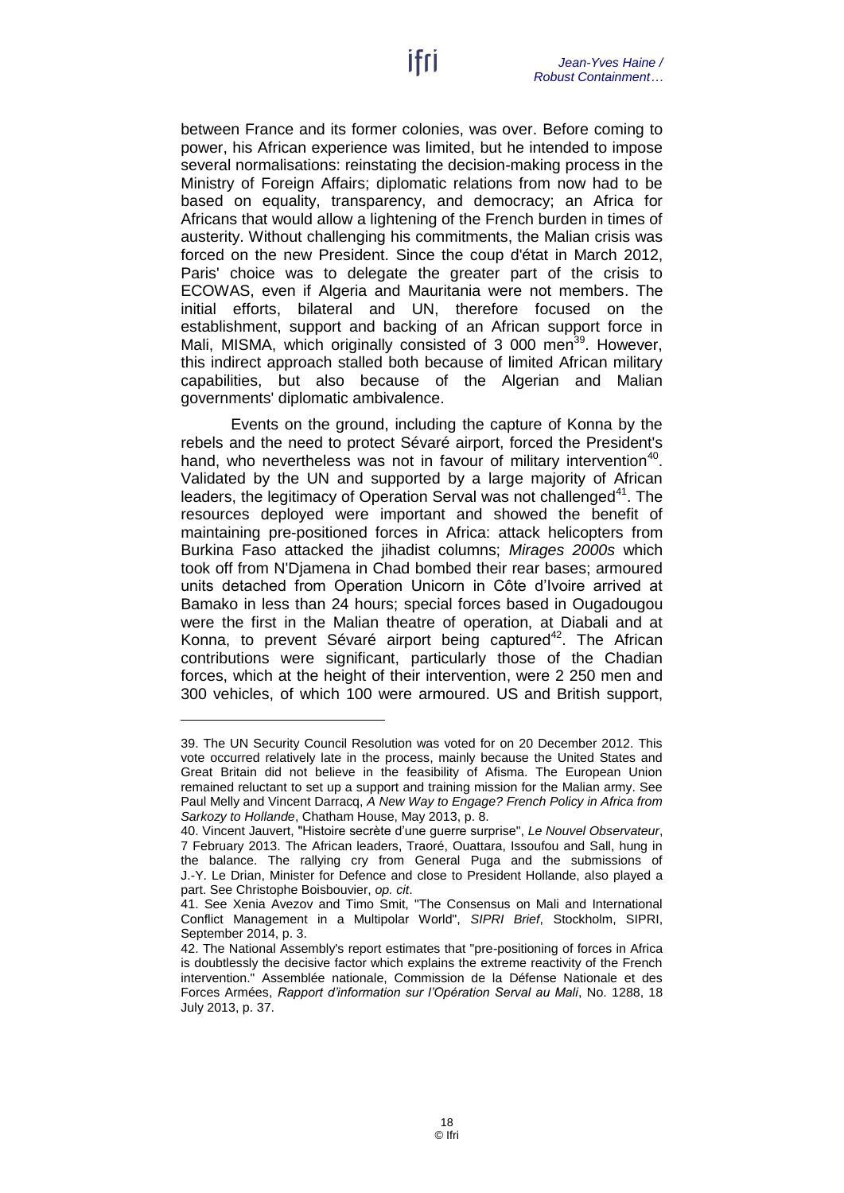between France and its former colonies, was over. Before coming to power, his African experience was limited, but he intended to impose several normalisations: reinstating the decision-making process in the Ministry of Foreign Affairs; diplomatic relations from now had to be based on equality, transparency, and democracy; an Africa for Africans that would allow a lightening of the French burden in times of austerity. Without challenging his commitments, the Malian crisis was forced on the new President. Since the coup d'état in March 2012, Paris' choice was to delegate the greater part of the crisis to ECOWAS, even if Algeria and Mauritania were not members. The initial efforts, bilateral and UN, therefore focused on the establishment, support and backing of an African support force in Mali, MISMA, which originally consisted of 3 000 men[39]. However, this indirect approach stalled both because of limited African military capabilities, but also because of the Algerian and Malian governments' diplomatic ambivalence.

Events on the ground, including the capture of Konna by the rebels and the need to protect Sévaré airport, forced the President's hand, who nevertheless was not in favour of military intervention[40]. Validated by the UN and supported by a large majority of African leaders, the legitimacy of Operation Serval was not challenged[41]. The resources deployed were important and showed the benefit of maintaining pre-positioned forces in Africa: attack helicopters from Burkina Faso attacked the jihadist columns; *Mirages 2000s* which took off from N'Djamena in Chad bombed their rear bases; armoured units detached from Operation Unicorn in Côte d'Ivoire arrived at Bamako in less than 24 hours; special forces based in Ougadougou were the first in the Malian theatre of operation, at Diabali and at Konna, to prevent Sévaré airport being captured[42]. The African contributions were significant, particularly those of the Chadian forces, which at the height of their intervention, were 2 250 men and 300 vehicles, of which 100 were armoured. US and British support,

39. The UN Security Council Resolution was voted for on 20 December 2012. This vote occurred relatively late in the process, mainly because the United States and Great Britain did not believe in the feasibility of Afisma. The European Union remained reluctant to set up a support and training mission for the Malian army. See Paul Melly and Vincent Darracq, *A New Way to Engage? French Policy in Africa from Sarkozy to Hollande*, Chatham House, May 2013, p. 8.

40. Vincent Jauvert, "Histoire secrète d'une guerre surprise", *Le Nouvel Observateur*, 7 February 2013. The African leaders, Traoré, Ouattara, Issoufou and Sall, hung in the balance. The rallying cry from General Puga and the submissions of J.-Y. Le Drian, Minister for Defence and close to President Hollande, also played a part. See Christophe Boisbouvier, *op. cit*.

41. See Xenia Avezov and Timo Smit, "The Consensus on Mali and International Conflict Management in a Multipolar World", *SIPRI Brief*, Stockholm, SIPRI, September 2014, p. 3.

42. The National Assembly's report estimates that "pre-positioning of forces in Africa is doubtlessly the decisive factor which explains the extreme reactivity of the French intervention." Assemblée nationale, Commission de la Défense Nationale et des Forces Armées, *Rapport d'information sur l'Opération Serval au Mali*, No. 1288, 18 July 2013, p. 37.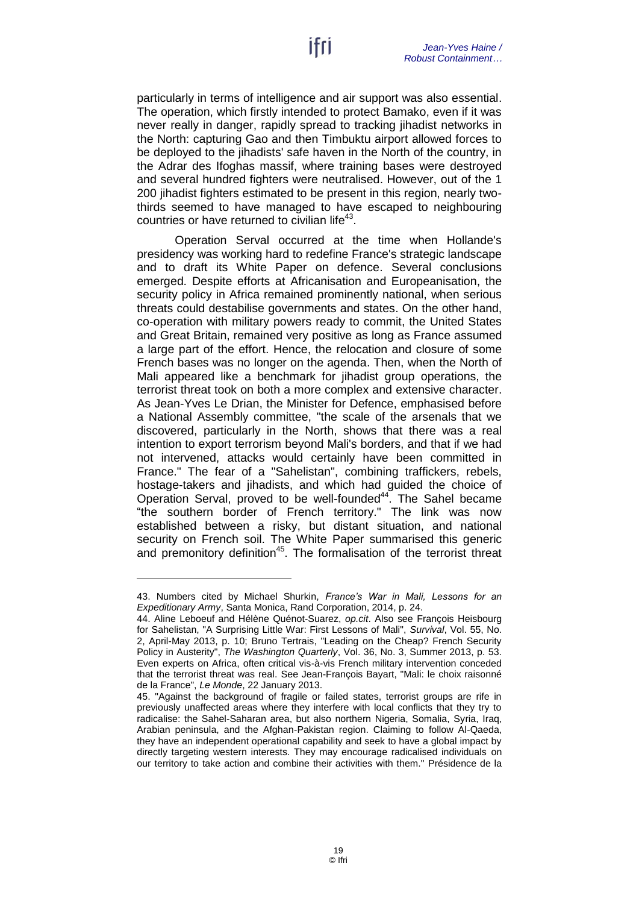particularly in terms of intelligence and air support was also essential. The operation, which firstly intended to protect Bamako, even if it was never really in danger, rapidly spread to tracking jihadist networks in the North: capturing Gao and then Timbuktu airport allowed forces to be deployed to the jihadists' safe haven in the North of the country, in the Adrar des Ifoghas massif, where training bases were destroyed and several hundred fighters were neutralised. However, out of the 1 200 jihadist fighters estimated to be present in this region, nearly two-thirds seemed to have managed to have escaped to neighbouring countries or have returned to civilian life[43].

Operation Serval occurred at the time when Hollande's presidency was working hard to redefine France's strategic landscape and to draft its White Paper on defence. Several conclusions emerged. Despite efforts at Africanisation and Europeanisation, the security policy in Africa remained prominently national, when serious threats could destabilise governments and states. On the other hand, co-operation with military powers ready to commit, the United States and Great Britain, remained very positive as long as France assumed a large part of the effort. Hence, the relocation and closure of some French bases was no longer on the agenda. Then, when the North of Mali appeared like a benchmark for jihadist group operations, the terrorist threat took on both a more complex and extensive character. As Jean-Yves Le Drian, the Minister for Defence, emphasised before a National Assembly committee, "the scale of the arsenals that we discovered, particularly in the North, shows that there was a real intention to export terrorism beyond Mali's borders, and that if we had not intervened, attacks would certainly have been committed in France." The fear of a "Sahelistan", combining traffickers, rebels, hostage-takers and jihadists, and which had guided the choice of Operation Serval, proved to be well-founded[44]. The Sahel became "the southern border of French territory." The link was now established between a risky, but distant situation, and national security on French soil. The White Paper summarised this generic and premonitory definition[45]. The formalisation of the terrorist threat

---

43. Numbers cited by Michael Shurkin, *France's War in Mali, Lessons for an Expeditionary Army*, Santa Monica, Rand Corporation, 2014, p. 24.

44. Aline Leboeuf and Hélène Quénot-Suarez, *op.cit*. Also see François Heisbourg for Sahelistan, "A Surprising Little War: First Lessons of Mali", *Survival*, Vol. 55, No. 2, April-May 2013, p. 10; Bruno Tertrais, "Leading on the Cheap? French Security Policy in Austerity", *The Washington Quarterly*, Vol. 36, No. 3, Summer 2013, p. 53. Even experts on Africa, often critical vis-à-vis French military intervention conceded that the terrorist threat was real. See Jean-François Bayart, "Mali: le choix raisonné de la France", *Le Monde*, 22 January 2013.

45. "Against the background of fragile or failed states, terrorist groups are rife in previously unaffected areas where they interfere with local conflicts that they try to radicalise: the Sahel-Saharan area, but also northern Nigeria, Somalia, Syria, Iraq, Arabian peninsula, and the Afghan-Pakistan region. Claiming to follow Al-Qaeda, they have an independent operational capability and seek to have a global impact by directly targeting western interests. They may encourage radicalised individuals on our territory to take action and combine their activities with them." Présidence de la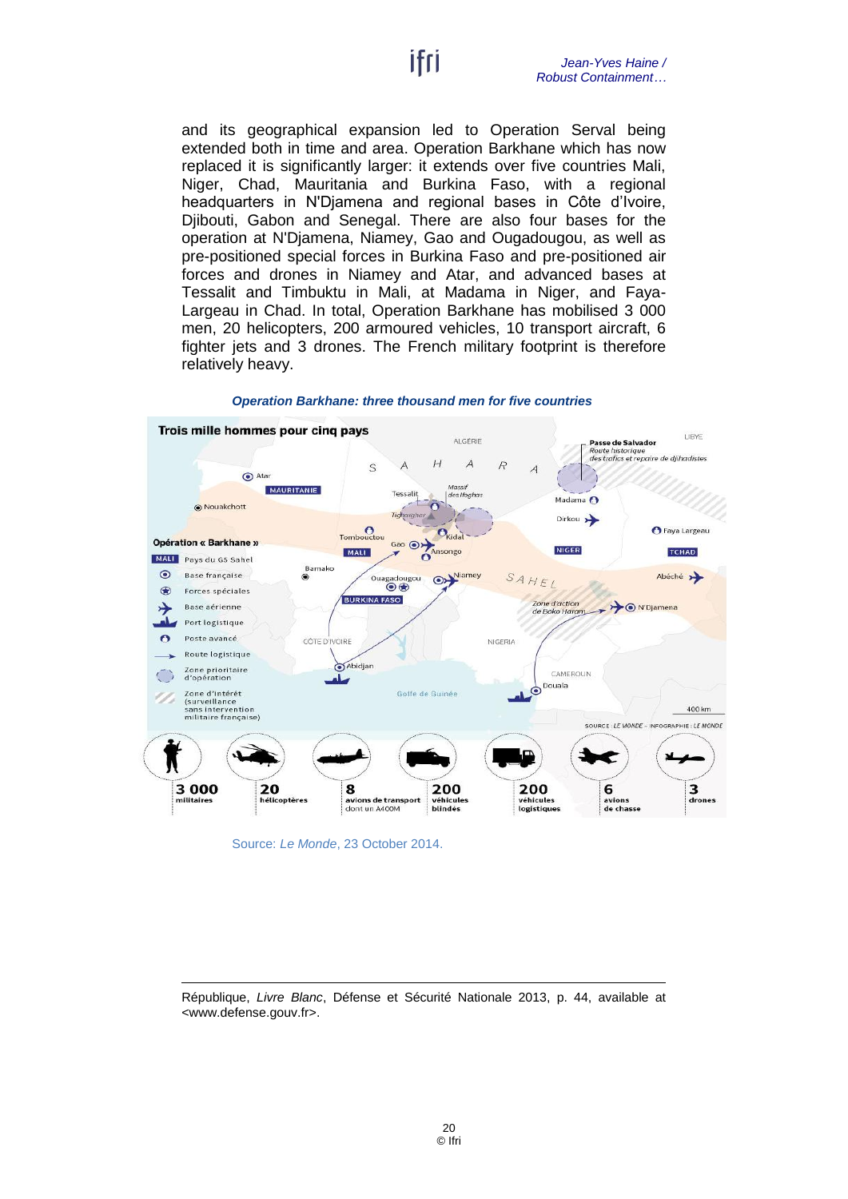and its geographical expansion led to Operation Serval being extended both in time and area. Operation Barkhane which has now replaced it is significantly larger: it extends over five countries Mali, Niger, Chad, Mauritania and Burkina Faso, with a regional headquarters in N'Djamena and regional bases in Côte d'Ivoire, Djibouti, Gabon and Senegal. There are also four bases for the operation at N'Djamena, Niamey, Gao and Ougadougou, as well as pre-positioned special forces in Burkina Faso and pre-positioned air forces and drones in Niamey and Atar, and advanced bases at Tessalit and Timbuktu in Mali, at Madama in Niger, and Faya-Largeau in Chad. In total, Operation Barkhane has mobilised 3 000 men, 20 helicopters, 200 armoured vehicles, 10 transport aircraft, 6 fighter jets and 3 drones. The French military footprint is therefore relatively heavy.

***Operation Barkhane: three thousand men for five countries***

Source: *Le Monde*, 23 October 2014.

---

République, *Livre Blanc*, Défense et Sécurité Nationale 2013, p. 44, available at <www.defense.gouv.fr>.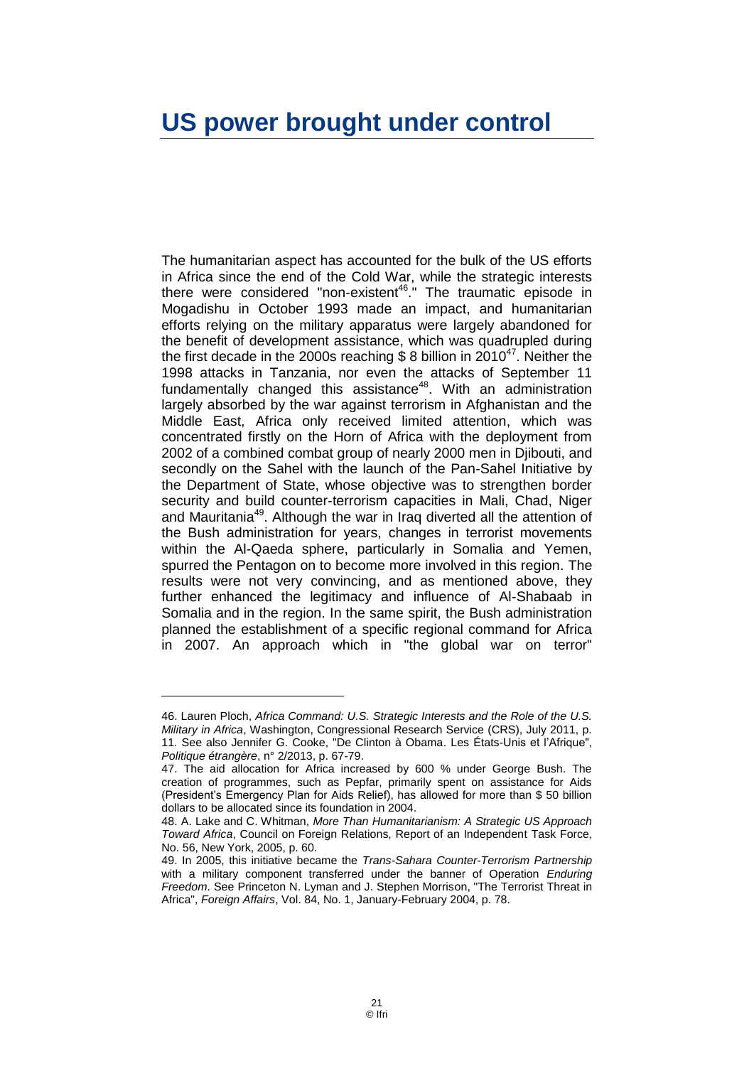# US power brought under control

The humanitarian aspect has accounted for the bulk of the US efforts in Africa since the end of the Cold War, while the strategic interests there were considered "non-existent[46]." The traumatic episode in Mogadishu in October 1993 made an impact, and humanitarian efforts relying on the military apparatus were largely abandoned for the benefit of development assistance, which was quadrupled during the first decade in the 2000s reaching $ 8 billion in 2010[47]. Neither the 1998 attacks in Tanzania, nor even the attacks of September 11 fundamentally changed this assistance[48]. With an administration largely absorbed by the war against terrorism in Afghanistan and the Middle East, Africa only received limited attention, which was concentrated firstly on the Horn of Africa with the deployment from 2002 of a combined combat group of nearly 2000 men in Djibouti, and secondly on the Sahel with the launch of the Pan-Sahel Initiative by the Department of State, whose objective was to strengthen border security and build counter-terrorism capacities in Mali, Chad, Niger and Mauritania[49]. Although the war in Iraq diverted all the attention of the Bush administration for years, changes in terrorist movements within the Al-Qaeda sphere, particularly in Somalia and Yemen, spurred the Pentagon on to become more involved in this region. The results were not very convincing, and as mentioned above, they further enhanced the legitimacy and influence of Al-Shabaab in Somalia and in the region. In the same spirit, the Bush administration planned the establishment of a specific regional command for Africa in 2007. An approach which in "the global war on terror"

46. Lauren Ploch, *Africa Command: U.S. Strategic Interests and the Role of the U.S. Military in Africa*, Washington, Congressional Research Service (CRS), July 2011, p. 11. See also Jennifer G. Cooke, "De Clinton à Obama. Les États-Unis et l'Afrique", *Politique étrangère*, n° 2/2013, p. 67-79.

47. The aid allocation for Africa increased by 600 % under George Bush. The creation of programmes, such as Pepfar, primarily spent on assistance for Aids (President's Emergency Plan for Aids Relief), has allowed for more than $ 50 billion dollars to be allocated since its foundation in 2004.

48. A. Lake and C. Whitman, *More Than Humanitarianism: A Strategic US Approach Toward Africa*, Council on Foreign Relations, Report of an Independent Task Force, No. 56, New York, 2005, p. 60.

49. In 2005, this initiative became the *Trans-Sahara Counter-Terrorism Partnership* with a military component transferred under the banner of Operation *Enduring Freedom*. See Princeton N. Lyman and J. Stephen Morrison, "The Terrorist Threat in Africa", *Foreign Affairs*, Vol. 84, No. 1, January-February 2004, p. 78.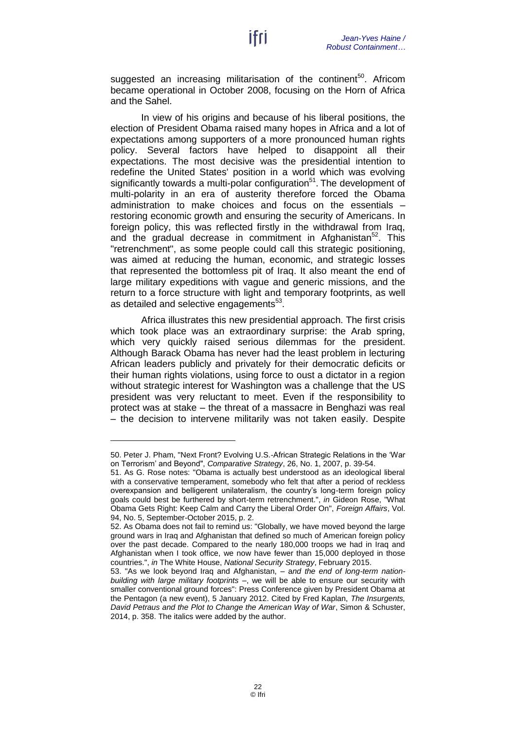suggested an increasing militarisation of the continent[50]. Africom became operational in October 2008, focusing on the Horn of Africa and the Sahel.

In view of his origins and because of his liberal positions, the election of President Obama raised many hopes in Africa and a lot of expectations among supporters of a more pronounced human rights policy. Several factors have helped to disappoint all their expectations. The most decisive was the presidential intention to redefine the United States' position in a world which was evolving significantly towards a multi-polar configuration[51]. The development of multi-polarity in an era of austerity therefore forced the Obama administration to make choices and focus on the essentials – restoring economic growth and ensuring the security of Americans. In foreign policy, this was reflected firstly in the withdrawal from Iraq, and the gradual decrease in commitment in Afghanistan[52]. This "retrenchment", as some people could call this strategic positioning, was aimed at reducing the human, economic, and strategic losses that represented the bottomless pit of Iraq. It also meant the end of large military expeditions with vague and generic missions, and the return to a force structure with light and temporary footprints, as well as detailed and selective engagements[53].

Africa illustrates this new presidential approach. The first crisis which took place was an extraordinary surprise: the Arab spring, which very quickly raised serious dilemmas for the president. Although Barack Obama has never had the least problem in lecturing African leaders publicly and privately for their democratic deficits or their human rights violations, using force to oust a dictator in a region without strategic interest for Washington was a challenge that the US president was very reluctant to meet. Even if the responsibility to protect was at stake – the threat of a massacre in Benghazi was real – the decision to intervene militarily was not taken easily. Despite

---

50. Peter J. Pham, "Next Front? Evolving U.S.-African Strategic Relations in the 'War on Terrorism' and Beyond", *Comparative Strategy*, 26, No. 1, 2007, p. 39-54.

51. As G. Rose notes: "Obama is actually best understood as an ideological liberal with a conservative temperament, somebody who felt that after a period of reckless overexpansion and belligerent unilateralism, the country's long-term foreign policy goals could best be furthered by short-term retrenchment.", *in* Gideon Rose, "What Obama Gets Right: Keep Calm and Carry the Liberal Order On", *Foreign Affairs*, Vol. 94, No. 5, September-October 2015, p. 2.

52. As Obama does not fail to remind us: "Globally, we have moved beyond the large ground wars in Iraq and Afghanistan that defined so much of American foreign policy over the past decade. Compared to the nearly 180,000 troops we had in Iraq and Afghanistan when I took office, we now have fewer than 15,000 deployed in those countries.", *in* The White House, *National Security Strategy*, February 2015.

53. "As we look beyond Iraq and Afghanistan, – a*nd the end of long-term nation-building with large military footprints* –, we will be able to ensure our security with smaller conventional ground forces": Press Conference given by President Obama at the Pentagon (a new event), 5 January 2012. Cited by Fred Kaplan, *The Insurgents, David Petraus and the Plot to Change the American Way of War*, Simon & Schuster, 2014, p. 358. The italics were added by the author.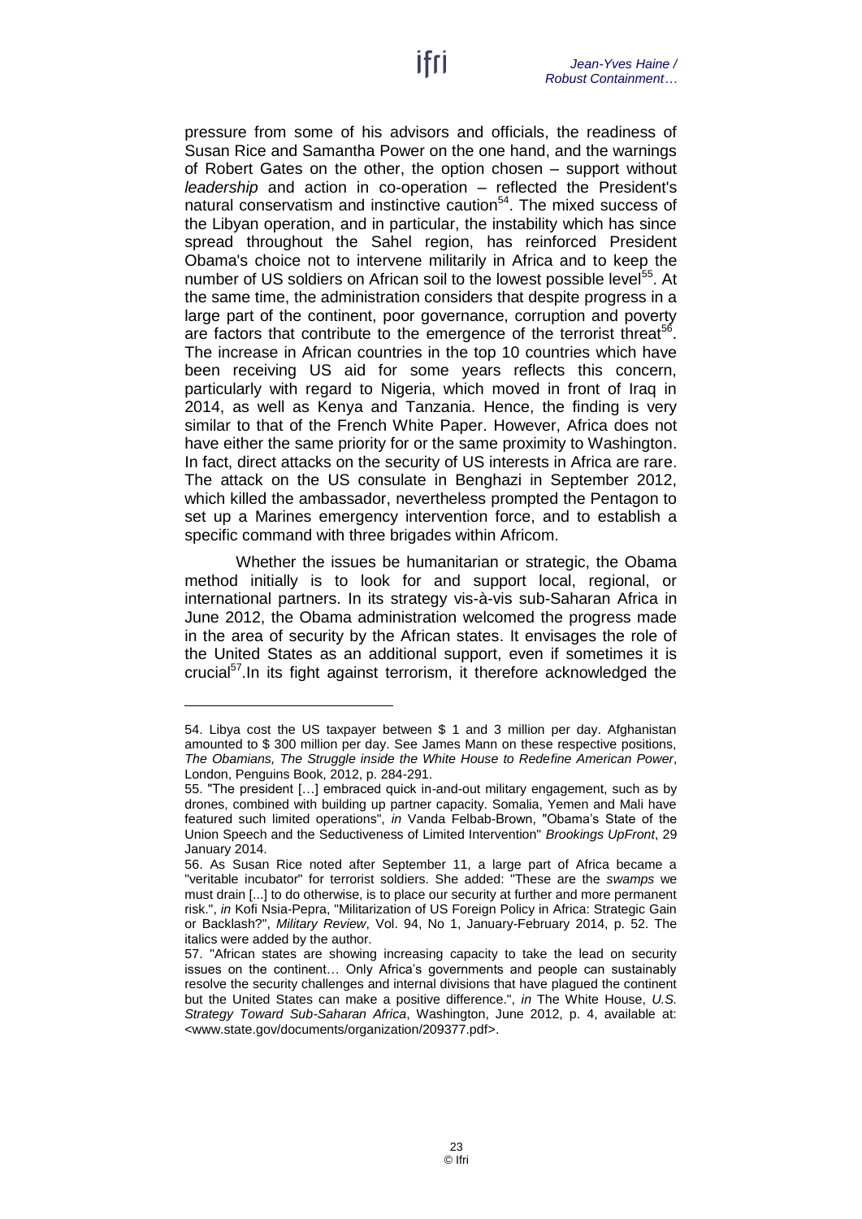pressure from some of his advisors and officials, the readiness of Susan Rice and Samantha Power on the one hand, and the warnings of Robert Gates on the other, the option chosen – support without *leadership* and action in co-operation – reflected the President's natural conservatism and instinctive caution[54]. The mixed success of the Libyan operation, and in particular, the instability which has since spread throughout the Sahel region, has reinforced President Obama's choice not to intervene militarily in Africa and to keep the number of US soldiers on African soil to the lowest possible level[55]. At the same time, the administration considers that despite progress in a large part of the continent, poor governance, corruption and poverty are factors that contribute to the emergence of the terrorist threat[56]. The increase in African countries in the top 10 countries which have been receiving US aid for some years reflects this concern, particularly with regard to Nigeria, which moved in front of Iraq in 2014, as well as Kenya and Tanzania. Hence, the finding is very similar to that of the French White Paper. However, Africa does not have either the same priority for or the same proximity to Washington. In fact, direct attacks on the security of US interests in Africa are rare. The attack on the US consulate in Benghazi in September 2012, which killed the ambassador, nevertheless prompted the Pentagon to set up a Marines emergency intervention force, and to establish a specific command with three brigades within Africom.

Whether the issues be humanitarian or strategic, the Obama method initially is to look for and support local, regional, or international partners. In its strategy vis-à-vis sub-Saharan Africa in June 2012, the Obama administration welcomed the progress made in the area of security by the African states. It envisages the role of the United States as an additional support, even if sometimes it is crucial[57].In its fight against terrorism, it therefore acknowledged the

54. Libya cost the US taxpayer between $ 1 and 3 million per day. Afghanistan amounted to $ 300 million per day. See James Mann on these respective positions, *The Obamians, The Struggle inside the White House to Redefine American Power*, London, Penguins Book, 2012, p. 284-291.

55. "The president […] embraced quick in-and-out military engagement, such as by drones, combined with building up partner capacity. Somalia, Yemen and Mali have featured such limited operations", *in* Vanda Felbab-Brown, "Obama's State of the Union Speech and the Seductiveness of Limited Intervention" *Brookings UpFront*, 29 January 2014.

56. As Susan Rice noted after September 11, a large part of Africa became a "veritable incubator" for terrorist soldiers. She added: "These are the *swamps* we must drain [...] to do otherwise, is to place our security at further and more permanent risk.", *in* Kofi Nsia-Pepra, "Militarization of US Foreign Policy in Africa: Strategic Gain or Backlash?", *Military Review*, Vol. 94, No 1, January-February 2014, p. 52. The italics were added by the author.

57. "African states are showing increasing capacity to take the lead on security issues on the continent… Only Africa's governments and people can sustainably resolve the security challenges and internal divisions that have plagued the continent but the United States can make a positive difference.", *in* The White House, *U.S. Strategy Toward Sub-Saharan Africa*, Washington, June 2012, p. 4, available at: <www.state.gov/documents/organization/209377.pdf>.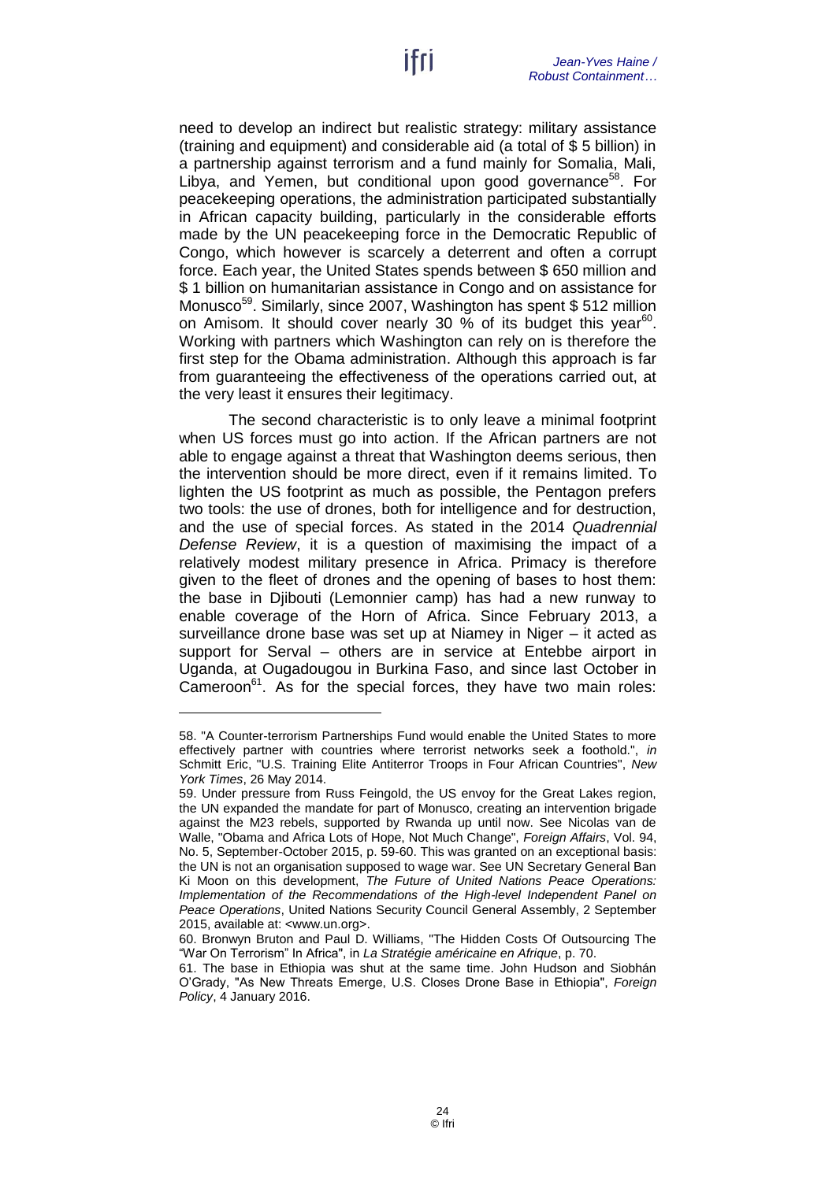need to develop an indirect but realistic strategy: military assistance (training and equipment) and considerable aid (a total of $ 5 billion) in a partnership against terrorism and a fund mainly for Somalia, Mali, Libya, and Yemen, but conditional upon good governance[58]. For peacekeeping operations, the administration participated substantially in African capacity building, particularly in the considerable efforts made by the UN peacekeeping force in the Democratic Republic of Congo, which however is scarcely a deterrent and often a corrupt force. Each year, the United States spends between $ 650 million and $ 1 billion on humanitarian assistance in Congo and on assistance for Monusco[59]. Similarly, since 2007, Washington has spent $ 512 million on Amisom. It should cover nearly 30 % of its budget this year[60]. Working with partners which Washington can rely on is therefore the first step for the Obama administration. Although this approach is far from guaranteeing the effectiveness of the operations carried out, at the very least it ensures their legitimacy.

The second characteristic is to only leave a minimal footprint when US forces must go into action. If the African partners are not able to engage against a threat that Washington deems serious, then the intervention should be more direct, even if it remains limited. To lighten the US footprint as much as possible, the Pentagon prefers two tools: the use of drones, both for intelligence and for destruction, and the use of special forces. As stated in the 2014 *Quadrennial Defense Review*, it is a question of maximising the impact of a relatively modest military presence in Africa. Primacy is therefore given to the fleet of drones and the opening of bases to host them: the base in Djibouti (Lemonnier camp) has had a new runway to enable coverage of the Horn of Africa. Since February 2013, a surveillance drone base was set up at Niamey in Niger – it acted as support for Serval – others are in service at Entebbe airport in Uganda, at Ougadougou in Burkina Faso, and since last October in Cameroon[61]. As for the special forces, they have two main roles:

58. "A Counter-terrorism Partnerships Fund would enable the United States to more effectively partner with countries where terrorist networks seek a foothold.", *in* Schmitt Eric, "U.S. Training Elite Antiterror Troops in Four African Countries", *New York Times*, 26 May 2014.

59. Under pressure from Russ Feingold, the US envoy for the Great Lakes region, the UN expanded the mandate for part of Monusco, creating an intervention brigade against the M23 rebels, supported by Rwanda up until now. See Nicolas van de Walle, "Obama and Africa Lots of Hope, Not Much Change", *Foreign Affairs*, Vol. 94, No. 5, September-October 2015, p. 59-60. This was granted on an exceptional basis: the UN is not an organisation supposed to wage war. See UN Secretary General Ban Ki Moon on this development, *The Future of United Nations Peace Operations: Implementation of the Recommendations of the High-level Independent Panel on Peace Operations*, United Nations Security Council General Assembly, 2 September 2015, available at: <www.un.org>.

60. Bronwyn Bruton and Paul D. Williams, "The Hidden Costs Of Outsourcing The "War On Terrorism" In Africa", in *La Stratégie américaine en Afrique*, p. 70.

61. The base in Ethiopia was shut at the same time. John Hudson and Siobhán O'Grady, "As New Threats Emerge, U.S. Closes Drone Base in Ethiopia", *Foreign Policy*, 4 January 2016.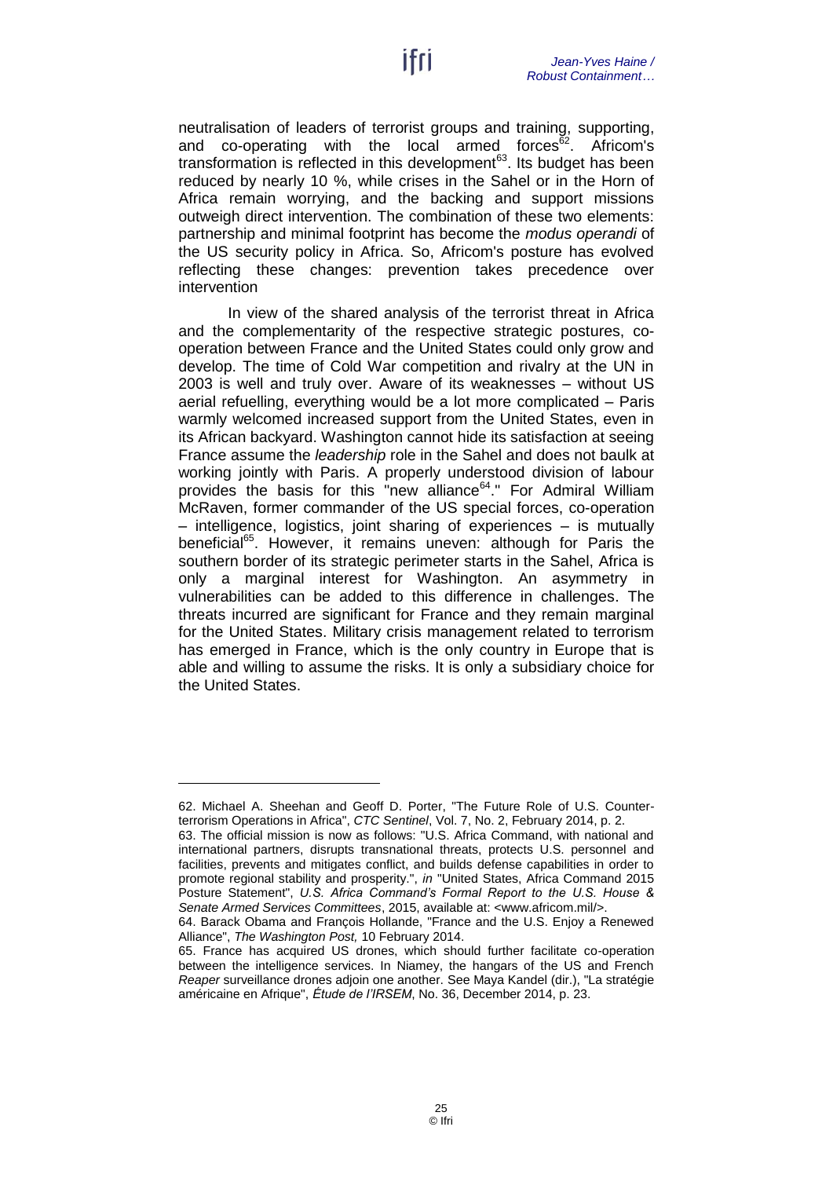neutralisation of leaders of terrorist groups and training, supporting, and co-operating with the local armed forces[62]. Africom's transformation is reflected in this development[63]. Its budget has been reduced by nearly 10 %, while crises in the Sahel or in the Horn of Africa remain worrying, and the backing and support missions outweigh direct intervention. The combination of these two elements: partnership and minimal footprint has become the *modus operandi* of the US security policy in Africa. So, Africom's posture has evolved reflecting these changes: prevention takes precedence over intervention

In view of the shared analysis of the terrorist threat in Africa and the complementarity of the respective strategic postures, co-operation between France and the United States could only grow and develop. The time of Cold War competition and rivalry at the UN in 2003 is well and truly over. Aware of its weaknesses – without US aerial refuelling, everything would be a lot more complicated – Paris warmly welcomed increased support from the United States, even in its African backyard. Washington cannot hide its satisfaction at seeing France assume the *leadership* role in the Sahel and does not baulk at working jointly with Paris. A properly understood division of labour provides the basis for this "new alliance[64]." For Admiral William McRaven, former commander of the US special forces, co-operation – intelligence, logistics, joint sharing of experiences – is mutually beneficial[65]. However, it remains uneven: although for Paris the southern border of its strategic perimeter starts in the Sahel, Africa is only a marginal interest for Washington. An asymmetry in vulnerabilities can be added to this difference in challenges. The threats incurred are significant for France and they remain marginal for the United States. Military crisis management related to terrorism has emerged in France, which is the only country in Europe that is able and willing to assume the risks. It is only a subsidiary choice for the United States.

---

62. Michael A. Sheehan and Geoff D. Porter, "The Future Role of U.S. Counter-terrorism Operations in Africa", *CTC Sentinel*, Vol. 7, No. 2, February 2014, p. 2.

63. The official mission is now as follows: "U.S. Africa Command, with national and international partners, disrupts transnational threats, protects U.S. personnel and facilities, prevents and mitigates conflict, and builds defense capabilities in order to promote regional stability and prosperity.", *in* "United States, Africa Command 2015 Posture Statement", *U.S. Africa Command's Formal Report to the U.S. House & Senate Armed Services Committees*, 2015, available at: <www.africom.mil/>.

64. Barack Obama and François Hollande, "France and the U.S. Enjoy a Renewed Alliance", *The Washington Post,* 10 February 2014.

65. France has acquired US drones, which should further facilitate co-operation between the intelligence services. In Niamey, the hangars of the US and French *Reaper* surveillance drones adjoin one another. See Maya Kandel (dir.), "La stratégie américaine en Afrique", *Étude de l'IRSEM*, No. 36, December 2014, p. 23.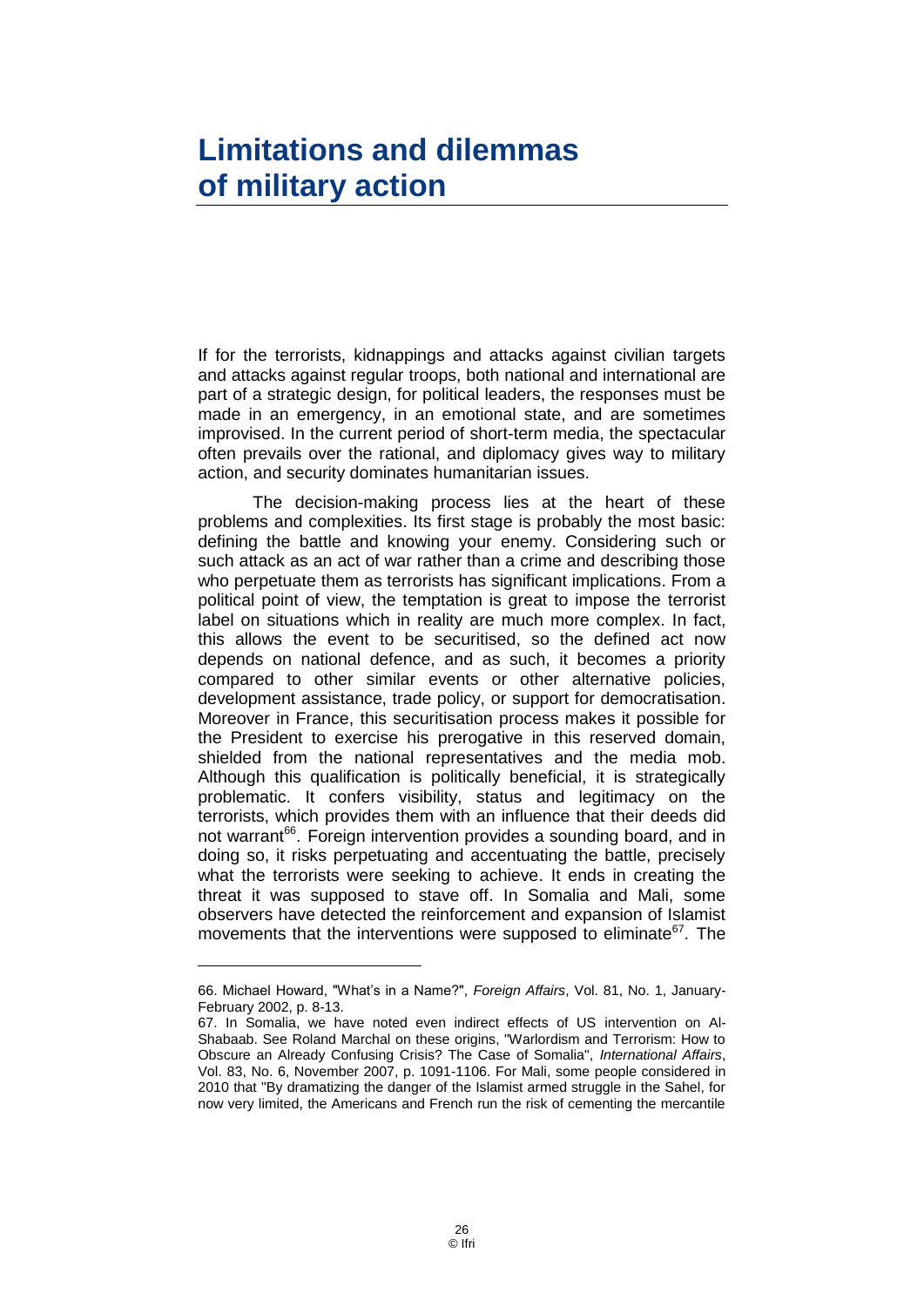# Limitations and dilemmas of military action

If for the terrorists, kidnappings and attacks against civilian targets and attacks against regular troops, both national and international are part of a strategic design, for political leaders, the responses must be made in an emergency, in an emotional state, and are sometimes improvised. In the current period of short-term media, the spectacular often prevails over the rational, and diplomacy gives way to military action, and security dominates humanitarian issues.

The decision-making process lies at the heart of these problems and complexities. Its first stage is probably the most basic: defining the battle and knowing your enemy. Considering such or such attack as an act of war rather than a crime and describing those who perpetuate them as terrorists has significant implications. From a political point of view, the temptation is great to impose the terrorist label on situations which in reality are much more complex. In fact, this allows the event to be securitised, so the defined act now depends on national defence, and as such, it becomes a priority compared to other similar events or other alternative policies, development assistance, trade policy, or support for democratisation. Moreover in France, this securitisation process makes it possible for the President to exercise his prerogative in this reserved domain, shielded from the national representatives and the media mob. Although this qualification is politically beneficial, it is strategically problematic. It confers visibility, status and legitimacy on the terrorists, which provides them with an influence that their deeds did not warrant[66]. Foreign intervention provides a sounding board, and in doing so, it risks perpetuating and accentuating the battle, precisely what the terrorists were seeking to achieve. It ends in creating the threat it was supposed to stave off. In Somalia and Mali, some observers have detected the reinforcement and expansion of Islamist movements that the interventions were supposed to eliminate[67]. The

---

66. Michael Howard, "What's in a Name?", *Foreign Affairs*, Vol. 81, No. 1, January-February 2002, p. 8-13.

67. In Somalia, we have noted even indirect effects of US intervention on Al-Shabaab. See Roland Marchal on these origins, "Warlordism and Terrorism: How to Obscure an Already Confusing Crisis? The Case of Somalia", *International Affairs*, Vol. 83, No. 6, November 2007, p. 1091-1106. For Mali, some people considered in 2010 that "By dramatizing the danger of the Islamist armed struggle in the Sahel, for now very limited, the Americans and French run the risk of cementing the mercantile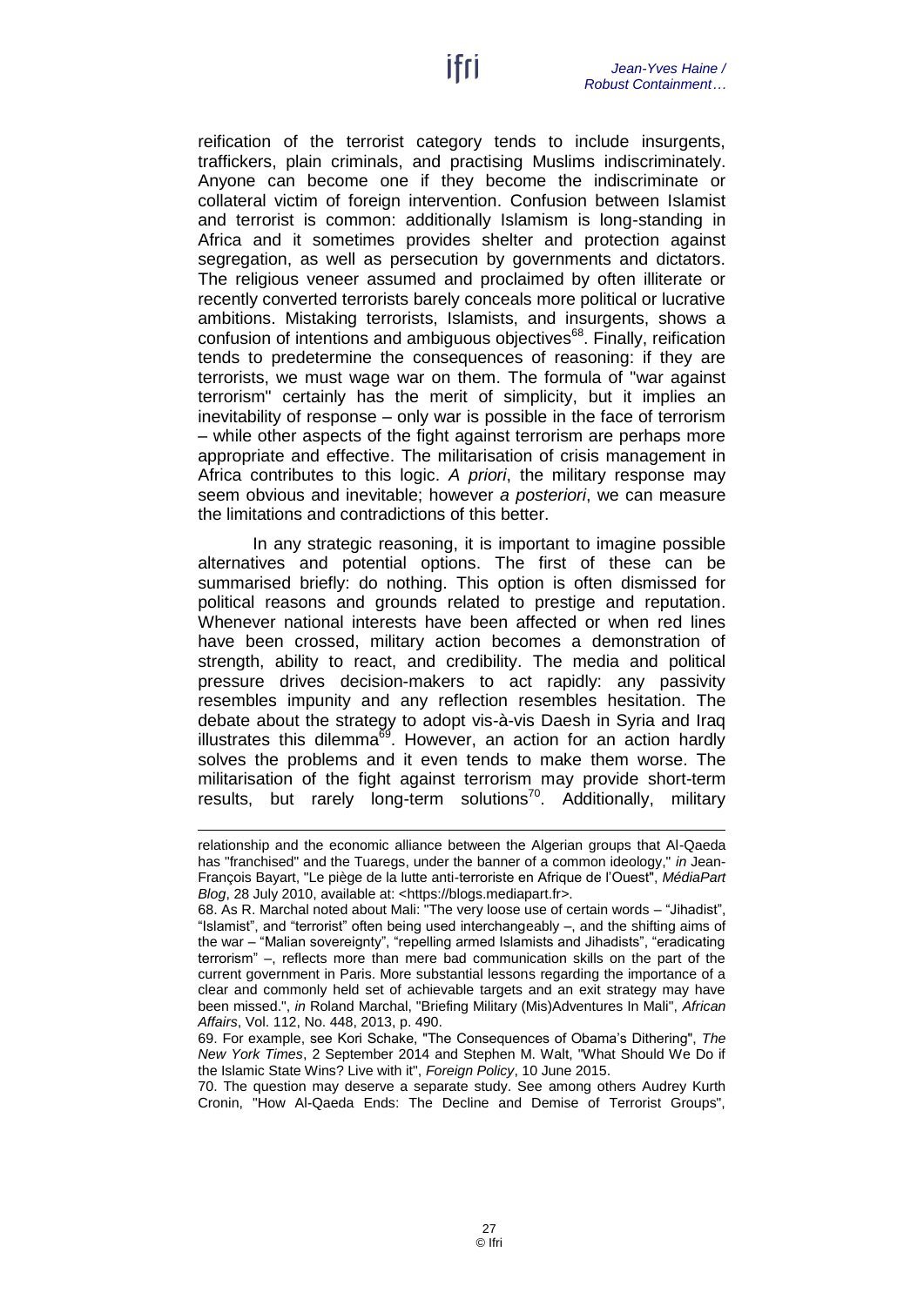reification of the terrorist category tends to include insurgents, traffickers, plain criminals, and practising Muslims indiscriminately. Anyone can become one if they become the indiscriminate or collateral victim of foreign intervention. Confusion between Islamist and terrorist is common: additionally Islamism is long-standing in Africa and it sometimes provides shelter and protection against segregation, as well as persecution by governments and dictators. The religious veneer assumed and proclaimed by often illiterate or recently converted terrorists barely conceals more political or lucrative ambitions. Mistaking terrorists, Islamists, and insurgents, shows a confusion of intentions and ambiguous objectives[68]. Finally, reification tends to predetermine the consequences of reasoning: if they are terrorists, we must wage war on them. The formula of "war against terrorism" certainly has the merit of simplicity, but it implies an inevitability of response – only war is possible in the face of terrorism – while other aspects of the fight against terrorism are perhaps more appropriate and effective. The militarisation of crisis management in Africa contributes to this logic. *A priori*, the military response may seem obvious and inevitable; however *a posteriori*, we can measure the limitations and contradictions of this better.

In any strategic reasoning, it is important to imagine possible alternatives and potential options. The first of these can be summarised briefly: do nothing. This option is often dismissed for political reasons and grounds related to prestige and reputation. Whenever national interests have been affected or when red lines have been crossed, military action becomes a demonstration of strength, ability to react, and credibility. The media and political pressure drives decision-makers to act rapidly: any passivity resembles impunity and any reflection resembles hesitation. The debate about the strategy to adopt vis-à-vis Daesh in Syria and Iraq illustrates this dilemma[69]. However, an action for an action hardly solves the problems and it even tends to make them worse. The militarisation of the fight against terrorism may provide short-term results, but rarely long-term solutions[70]. Additionally, military

---

relationship and the economic alliance between the Algerian groups that Al-Qaeda has "franchised" and the Tuaregs, under the banner of a common ideology," *in* Jean-François Bayart, "Le piège de la lutte anti-terroriste en Afrique de l'Ouest", *MédiaPart Blog*, 28 July 2010, available at: <https://blogs.mediapart.fr>.

68. As R. Marchal noted about Mali: "The very loose use of certain words – "Jihadist", "Islamist", and "terrorist" often being used interchangeably –, and the shifting aims of the war – "Malian sovereignty", "repelling armed Islamists and Jihadists", "eradicating terrorism" –, reflects more than mere bad communication skills on the part of the current government in Paris. More substantial lessons regarding the importance of a clear and commonly held set of achievable targets and an exit strategy may have been missed.", *in* Roland Marchal, "Briefing Military (Mis)Adventures In Mali", *African Affairs*, Vol. 112, No. 448, 2013, p. 490.

69. For example, see Kori Schake, "The Consequences of Obama's Dithering", *The New York Times*, 2 September 2014 and Stephen M. Walt, "What Should We Do if the Islamic State Wins? Live with it", *Foreign Policy*, 10 June 2015.

70. The question may deserve a separate study. See among others Audrey Kurth Cronin, "How Al-Qaeda Ends: The Decline and Demise of Terrorist Groups",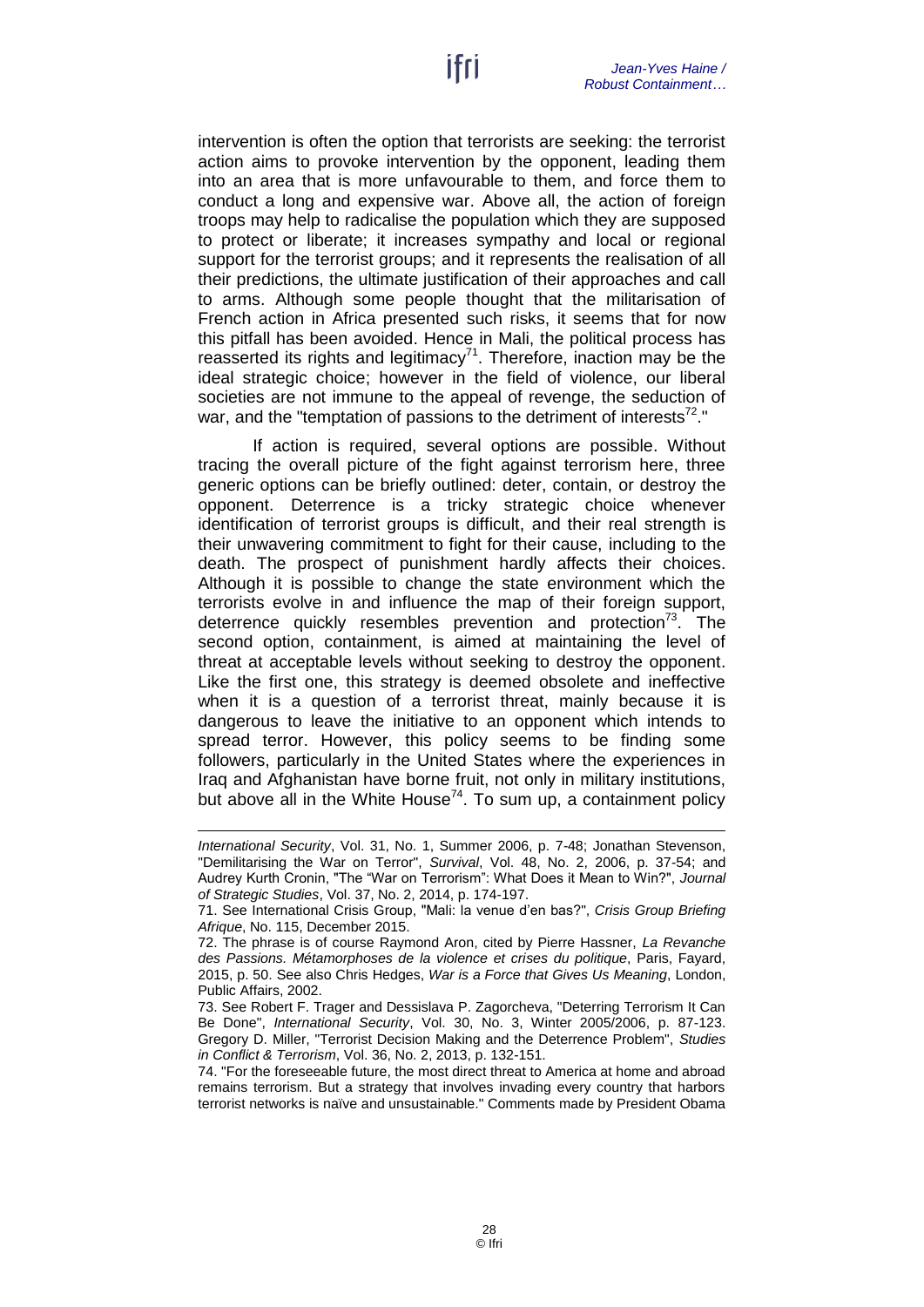intervention is often the option that terrorists are seeking: the terrorist action aims to provoke intervention by the opponent, leading them into an area that is more unfavourable to them, and force them to conduct a long and expensive war. Above all, the action of foreign troops may help to radicalise the population which they are supposed to protect or liberate; it increases sympathy and local or regional support for the terrorist groups; and it represents the realisation of all their predictions, the ultimate justification of their approaches and call to arms. Although some people thought that the militarisation of French action in Africa presented such risks, it seems that for now this pitfall has been avoided. Hence in Mali, the political process has reasserted its rights and legitimacy[71]. Therefore, inaction may be the ideal strategic choice; however in the field of violence, our liberal societies are not immune to the appeal of revenge, the seduction of war, and the "temptation of passions to the detriment of interests[72]."

If action is required, several options are possible. Without tracing the overall picture of the fight against terrorism here, three generic options can be briefly outlined: deter, contain, or destroy the opponent. Deterrence is a tricky strategic choice whenever identification of terrorist groups is difficult, and their real strength is their unwavering commitment to fight for their cause, including to the death. The prospect of punishment hardly affects their choices. Although it is possible to change the state environment which the terrorists evolve in and influence the map of their foreign support, deterrence quickly resembles prevention and protection[73]. The second option, containment, is aimed at maintaining the level of threat at acceptable levels without seeking to destroy the opponent. Like the first one, this strategy is deemed obsolete and ineffective when it is a question of a terrorist threat, mainly because it is dangerous to leave the initiative to an opponent which intends to spread terror. However, this policy seems to be finding some followers, particularly in the United States where the experiences in Iraq and Afghanistan have borne fruit, not only in military institutions, but above all in the White House[74]. To sum up, a containment policy

---

*International Security*, Vol. 31, No. 1, Summer 2006, p. 7-48; Jonathan Stevenson, "Demilitarising the War on Terror", *Survival*, Vol. 48, No. 2, 2006, p. 37-54; and Audrey Kurth Cronin, "The "War on Terrorism": What Does it Mean to Win?", *Journal of Strategic Studies*, Vol. 37, No. 2, 2014, p. 174-197.

71. See International Crisis Group, "Mali: la venue d'en bas?", *Crisis Group Briefing Afrique*, No. 115, December 2015.

72. The phrase is of course Raymond Aron, cited by Pierre Hassner, *La Revanche des Passions. Métamorphoses de la violence et crises du politique*, Paris, Fayard, 2015, p. 50. See also Chris Hedges, *War is a Force that Gives Us Meaning*, London, Public Affairs, 2002.

73. See Robert F. Trager and Dessislava P. Zagorcheva, "Deterring Terrorism It Can Be Done", *International Security*, Vol. 30, No. 3, Winter 2005/2006, p. 87-123. Gregory D. Miller, "Terrorist Decision Making and the Deterrence Problem", *Studies in Conflict & Terrorism*, Vol. 36, No. 2, 2013, p. 132-151.

74. "For the foreseeable future, the most direct threat to America at home and abroad remains terrorism. But a strategy that involves invading every country that harbors terrorist networks is naïve and unsustainable." Comments made by President Obama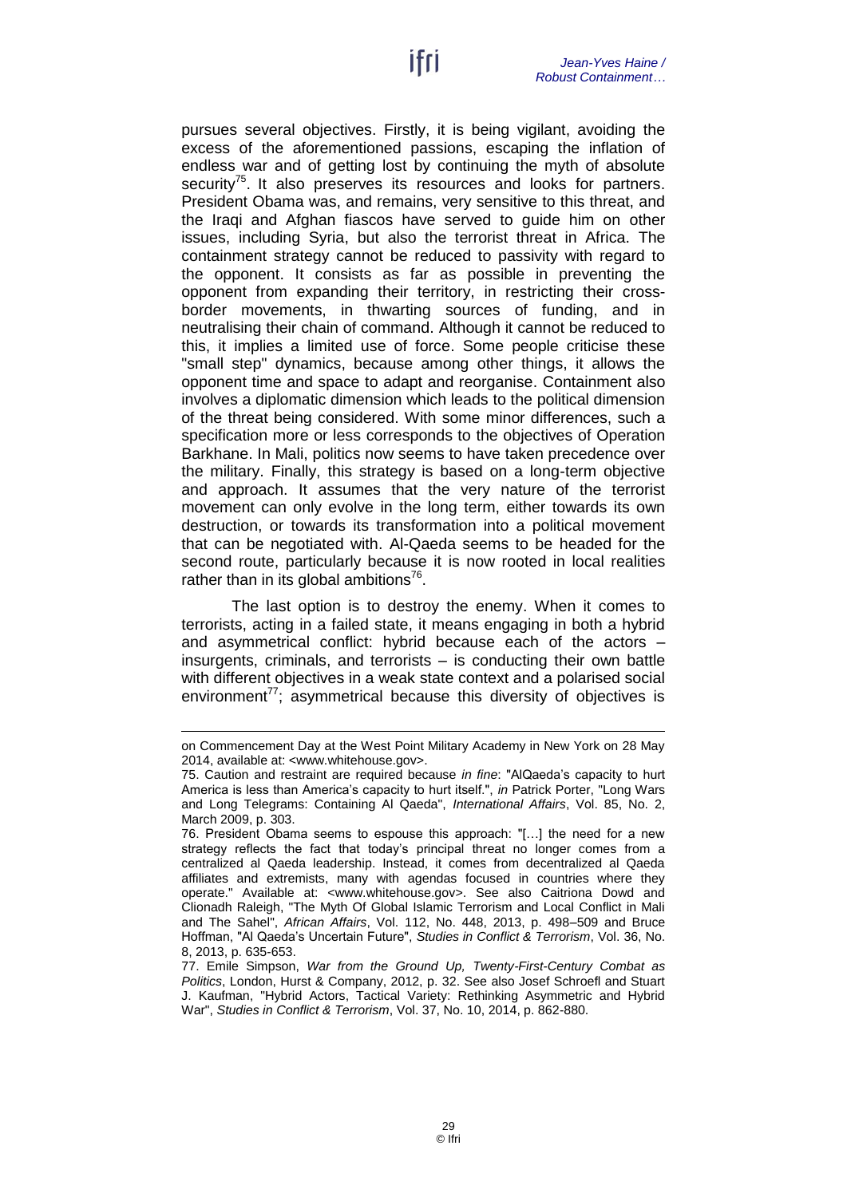pursues several objectives. Firstly, it is being vigilant, avoiding the excess of the aforementioned passions, escaping the inflation of endless war and of getting lost by continuing the myth of absolute security[75]. It also preserves its resources and looks for partners. President Obama was, and remains, very sensitive to this threat, and the Iraqi and Afghan fiascos have served to guide him on other issues, including Syria, but also the terrorist threat in Africa. The containment strategy cannot be reduced to passivity with regard to the opponent. It consists as far as possible in preventing the opponent from expanding their territory, in restricting their cross-border movements, in thwarting sources of funding, and in neutralising their chain of command. Although it cannot be reduced to this, it implies a limited use of force. Some people criticise these "small step" dynamics, because among other things, it allows the opponent time and space to adapt and reorganise. Containment also involves a diplomatic dimension which leads to the political dimension of the threat being considered. With some minor differences, such a specification more or less corresponds to the objectives of Operation Barkhane. In Mali, politics now seems to have taken precedence over the military. Finally, this strategy is based on a long-term objective and approach. It assumes that the very nature of the terrorist movement can only evolve in the long term, either towards its own destruction, or towards its transformation into a political movement that can be negotiated with. Al-Qaeda seems to be headed for the second route, particularly because it is now rooted in local realities rather than in its global ambitions[76].

The last option is to destroy the enemy. When it comes to terrorists, acting in a failed state, it means engaging in both a hybrid and asymmetrical conflict: hybrid because each of the actors – insurgents, criminals, and terrorists – is conducting their own battle with different objectives in a weak state context and a polarised social environment[77]; asymmetrical because this diversity of objectives is

---

on Commencement Day at the West Point Military Academy in New York on 28 May 2014, available at: <www.whitehouse.gov>.

75. Caution and restraint are required because *in fine*: "AlQaeda's capacity to hurt America is less than America's capacity to hurt itself.", *in* Patrick Porter, "Long Wars and Long Telegrams: Containing Al Qaeda", *International Affairs*, Vol. 85, No. 2, March 2009, p. 303.

76. President Obama seems to espouse this approach: "[…] the need for a new strategy reflects the fact that today's principal threat no longer comes from a centralized al Qaeda leadership. Instead, it comes from decentralized al Qaeda affiliates and extremists, many with agendas focused in countries where they operate." Available at: <www.whitehouse.gov>. See also Caitriona Dowd and Clionadh Raleigh, "The Myth Of Global Islamic Terrorism and Local Conflict in Mali and The Sahel", *African Affairs*, Vol. 112, No. 448, 2013, p. 498–509 and Bruce Hoffman, "Al Qaeda's Uncertain Future", *Studies in Conflict & Terrorism*, Vol. 36, No. 8, 2013, p. 635-653.

77. Emile Simpson, *War from the Ground Up, Twenty-First-Century Combat as Politics*, London, Hurst & Company, 2012, p. 32. See also Josef Schroefl and Stuart J. Kaufman, "Hybrid Actors, Tactical Variety: Rethinking Asymmetric and Hybrid War", *Studies in Conflict & Terrorism*, Vol. 37, No. 10, 2014, p. 862-880.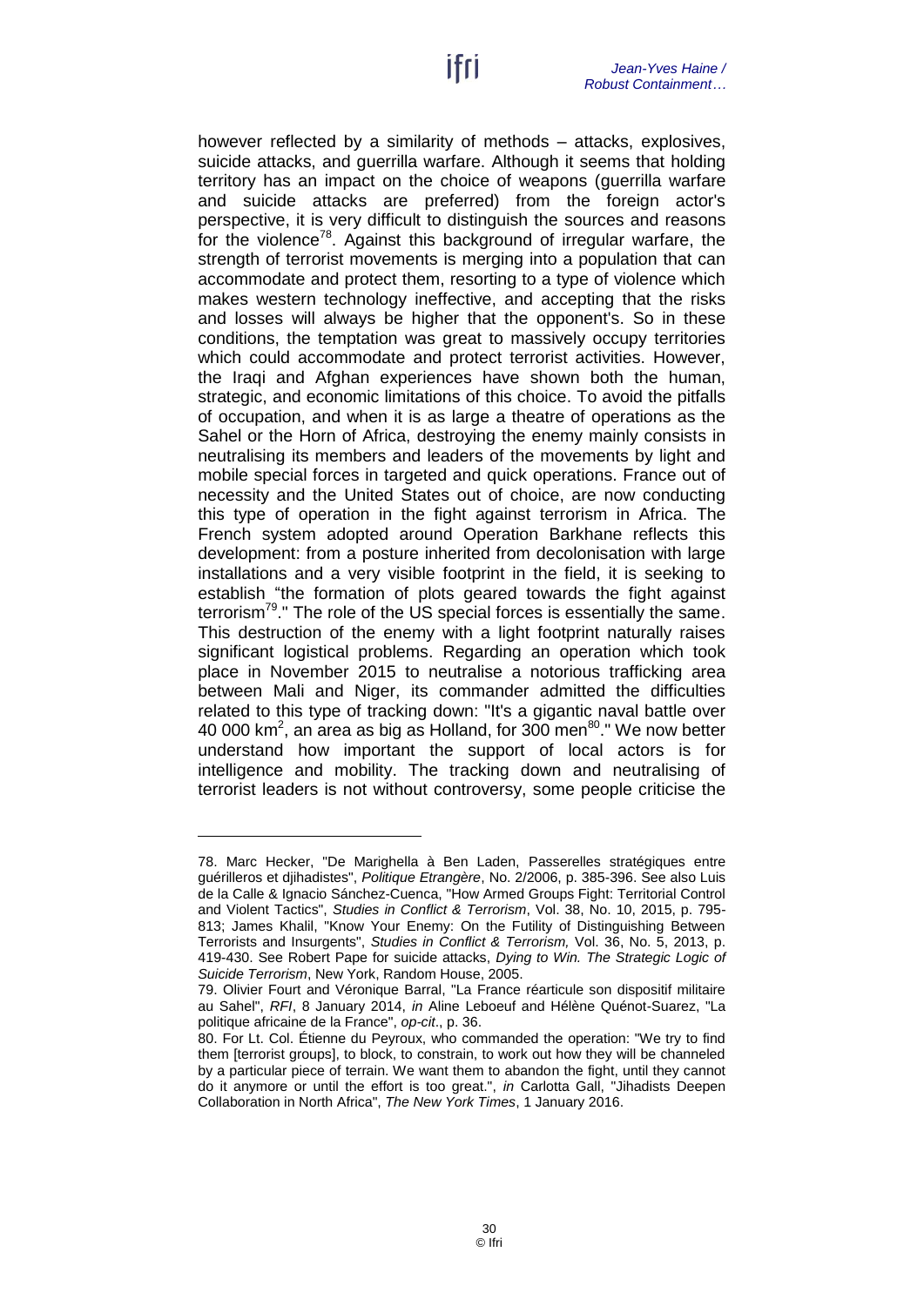however reflected by a similarity of methods – attacks, explosives, suicide attacks, and guerrilla warfare. Although it seems that holding territory has an impact on the choice of weapons (guerrilla warfare and suicide attacks are preferred) from the foreign actor's perspective, it is very difficult to distinguish the sources and reasons for the violence[78]. Against this background of irregular warfare, the strength of terrorist movements is merging into a population that can accommodate and protect them, resorting to a type of violence which makes western technology ineffective, and accepting that the risks and losses will always be higher that the opponent's. So in these conditions, the temptation was great to massively occupy territories which could accommodate and protect terrorist activities. However, the Iraqi and Afghan experiences have shown both the human, strategic, and economic limitations of this choice. To avoid the pitfalls of occupation, and when it is as large a theatre of operations as the Sahel or the Horn of Africa, destroying the enemy mainly consists in neutralising its members and leaders of the movements by light and mobile special forces in targeted and quick operations. France out of necessity and the United States out of choice, are now conducting this type of operation in the fight against terrorism in Africa. The French system adopted around Operation Barkhane reflects this development: from a posture inherited from decolonisation with large installations and a very visible footprint in the field, it is seeking to establish "the formation of plots geared towards the fight against terrorism[79]." The role of the US special forces is essentially the same. This destruction of the enemy with a light footprint naturally raises significant logistical problems. Regarding an operation which took place in November 2015 to neutralise a notorious trafficking area between Mali and Niger, its commander admitted the difficulties related to this type of tracking down: "It's a gigantic naval battle over 40 000 $km^2$, an area as big as Holland, for 300 men[80]." We now better understand how important the support of local actors is for intelligence and mobility. The tracking down and neutralising of terrorist leaders is not without controversy, some people criticise the

---

78. Marc Hecker, "De Marighella à Ben Laden, Passerelles stratégiques entre guérilleros et djihadistes", *Politique Etrangère*, No. 2/2006, p. 385-396. See also Luis de la Calle & Ignacio Sánchez-Cuenca, "How Armed Groups Fight: Territorial Control and Violent Tactics", *Studies in Conflict & Terrorism*, Vol. 38, No. 10, 2015, p. 795-813; James Khalil, "Know Your Enemy: On the Futility of Distinguishing Between Terrorists and Insurgents", *Studies in Conflict & Terrorism,* Vol. 36, No. 5, 2013, p. 419-430. See Robert Pape for suicide attacks, *Dying to Win. The Strategic Logic of Suicide Terrorism*, New York, Random House, 2005.

79. Olivier Fourt and Véronique Barral, "La France réarticule son dispositif militaire au Sahel", *RFI*, 8 January 2014, *in* Aline Leboeuf and Hélène Quénot-Suarez, "La politique africaine de la France", *op-cit*., p. 36.

80. For Lt. Col. Étienne du Peyroux, who commanded the operation: "We try to find them [terrorist groups], to block, to constrain, to work out how they will be channeled by a particular piece of terrain. We want them to abandon the fight, until they cannot do it anymore or until the effort is too great.", *in* Carlotta Gall, "Jihadists Deepen Collaboration in North Africa", *The New York Times*, 1 January 2016.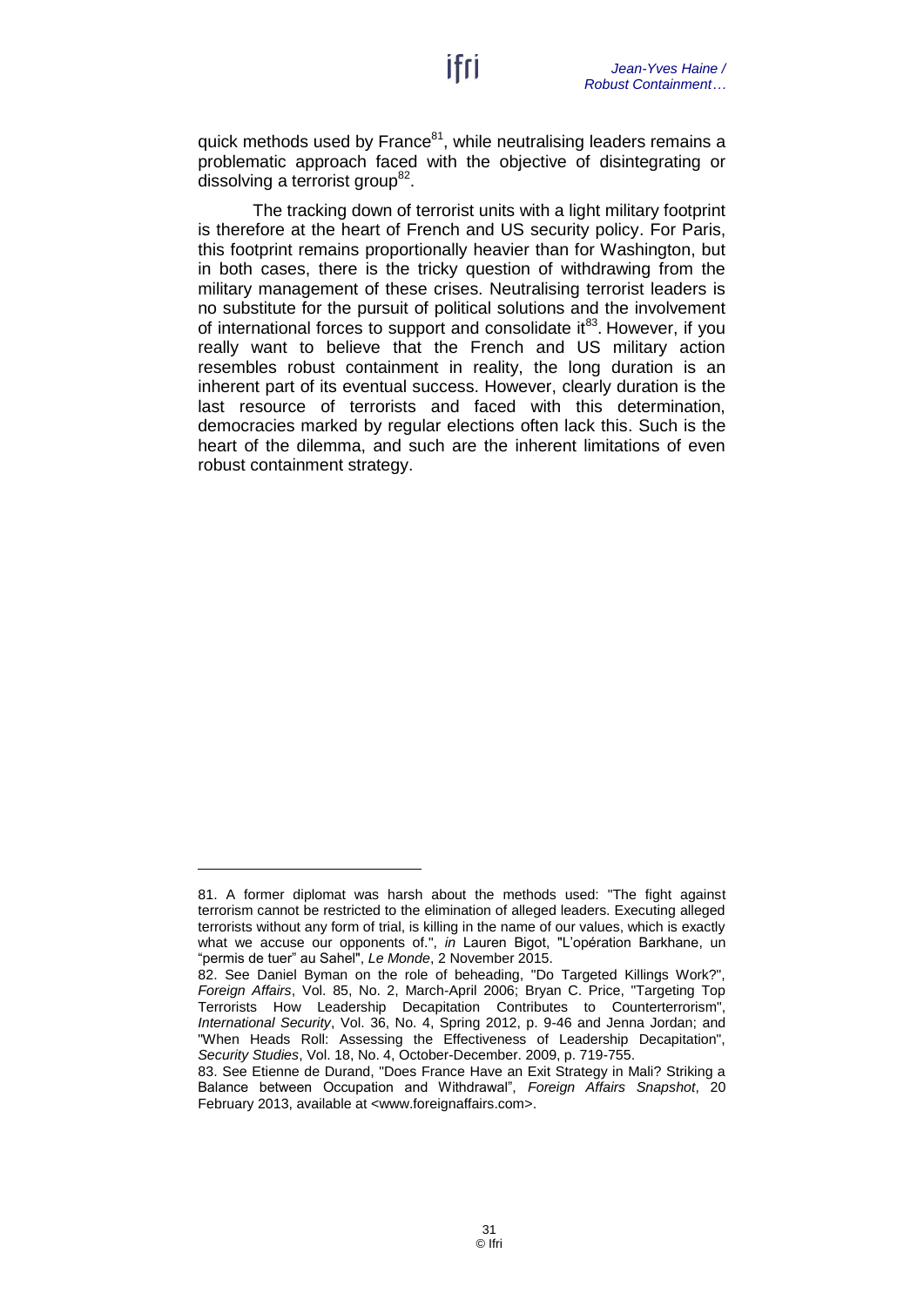quick methods used by France[81], while neutralising leaders remains a problematic approach faced with the objective of disintegrating or dissolving a terrorist group[82].

The tracking down of terrorist units with a light military footprint is therefore at the heart of French and US security policy. For Paris, this footprint remains proportionally heavier than for Washington, but in both cases, there is the tricky question of withdrawing from the military management of these crises. Neutralising terrorist leaders is no substitute for the pursuit of political solutions and the involvement of international forces to support and consolidate it[83]. However, if you really want to believe that the French and US military action resembles robust containment in reality, the long duration is an inherent part of its eventual success. However, clearly duration is the last resource of terrorists and faced with this determination, democracies marked by regular elections often lack this. Such is the heart of the dilemma, and such are the inherent limitations of even robust containment strategy.

---

81. A former diplomat was harsh about the methods used: "The fight against terrorism cannot be restricted to the elimination of alleged leaders. Executing alleged terrorists without any form of trial, is killing in the name of our values, which is exactly what we accuse our opponents of.", *in* Lauren Bigot, "L'opération Barkhane, un "permis de tuer" au Sahel", *Le Monde*, 2 November 2015.

82. See Daniel Byman on the role of beheading, "Do Targeted Killings Work?", *Foreign Affairs*, Vol. 85, No. 2, March-April 2006; Bryan C. Price, "Targeting Top Terrorists How Leadership Decapitation Contributes to Counterterrorism", *International Security*, Vol. 36, No. 4, Spring 2012, p. 9-46 and Jenna Jordan; and "When Heads Roll: Assessing the Effectiveness of Leadership Decapitation", *Security Studies*, Vol. 18, No. 4, October-December. 2009, p. 719-755.

83. See Etienne de Durand, "Does France Have an Exit Strategy in Mali? Striking a Balance between Occupation and Withdrawal", *Foreign Affairs Snapshot*, 20 February 2013, available at <www.foreignaffairs.com>.